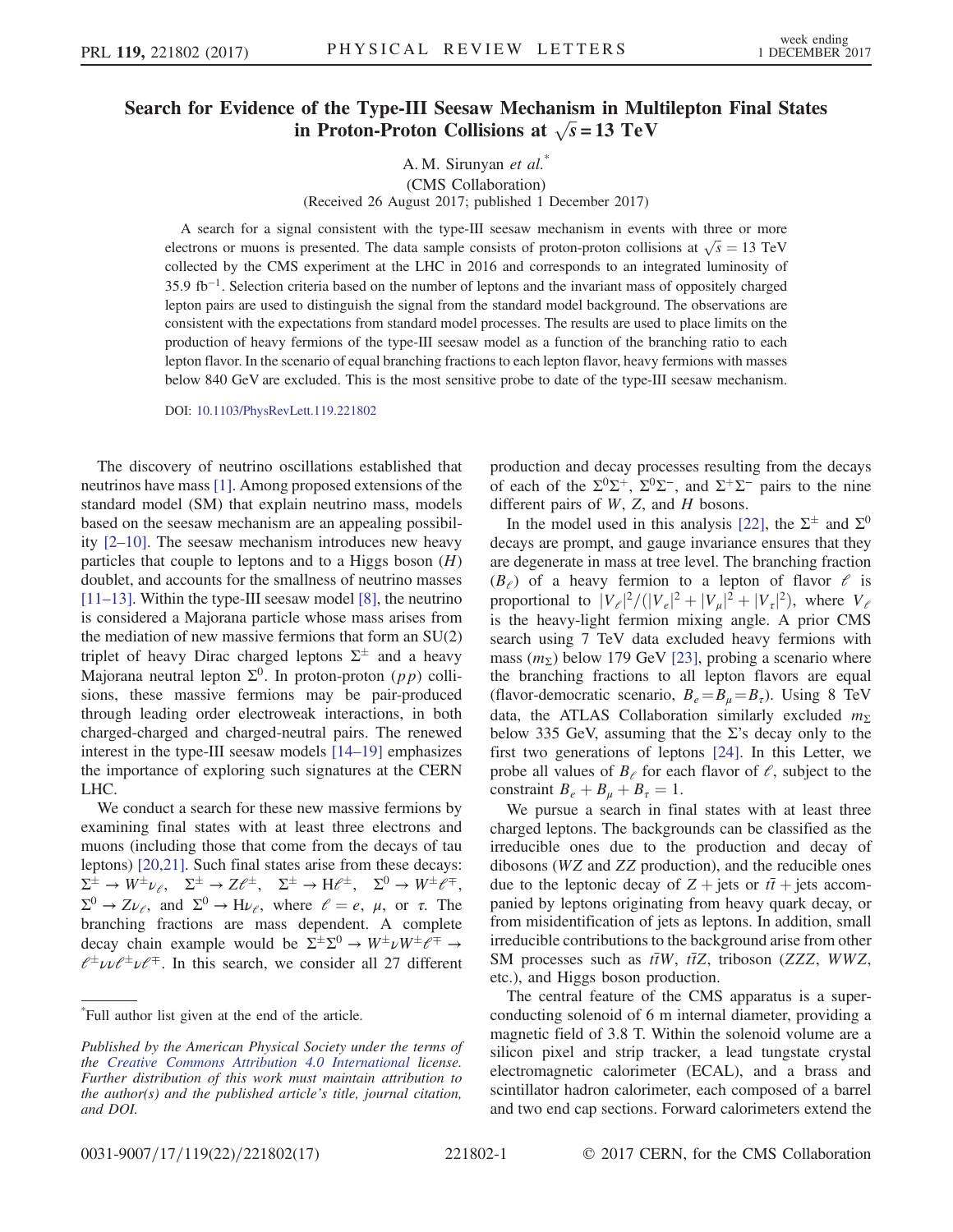# Search for Evidence of the Type-III Seesaw Mechanism in Multilepton Final States in Proton-Proton Collisions at $\sqrt{s} = 13$ TeV

A. M. Sirunyan *et al.*[*]

(CMS Collaboration)

(Received 26 August 2017; published 1 December 2017)

A search for a signal consistent with the type-III seesaw mechanism in events with three or more electrons or muons is presented. The data sample consists of proton-proton collisions at $\sqrt{s} = 13$ TeV collected by the CMS experiment at the LHC in 2016 and corresponds to an integrated luminosity of $35.9\ \mathrm{fb}^{-1}$. Selection criteria based on the number of leptons and the invariant mass of oppositely charged lepton pairs are used to distinguish the signal from the standard model background. The observations are consistent with the expectations from standard model processes. The results are used to place limits on the production of heavy fermions of the type-III seesaw model as a function of the branching ratio to each lepton flavor. In the scenario of equal branching fractions to each lepton flavor, heavy fermions with masses below 840 GeV are excluded. This is the most sensitive probe to date of the type-III seesaw mechanism.

DOI: 10.1103/PhysRevLett.119.221802

The discovery of neutrino oscillations established that neutrinos have mass [1]. Among proposed extensions of the standard model (SM) that explain neutrino mass, models based on the seesaw mechanism are an appealing possibility [2–10]. The seesaw mechanism introduces new heavy particles that couple to leptons and to a Higgs boson ($H$) doublet, and accounts for the smallness of neutrino masses [11–13]. Within the type-III seesaw model [8], the neutrino is considered a Majorana particle whose mass arises from the mediation of new massive fermions that form an SU(2) triplet of heavy Dirac charged leptons $\Sigma^{\pm}$ and a heavy Majorana neutral lepton $\Sigma^{0}$. In proton-proton ($pp$) collisions, these massive fermions may be pair-produced through leading order electroweak interactions, in both charged-charged and charged-neutral pairs. The renewed interest in the type-III seesaw models [14–19] emphasizes the importance of exploring such signatures at the CERN LHC.

We conduct a search for these new massive fermions by examining final states with at least three electrons and muons (including those that come from the decays of tau leptons) [20,21]. Such final states arise from these decays: $\Sigma^{\pm} \to W^{\pm}\nu_{\ell}$, $\Sigma^{\pm} \to Z\ell^{\pm}$, $\Sigma^{\pm} \to H\ell^{\pm}$, $\Sigma^{0} \to W^{\pm}\ell^{\mp}$, $\Sigma^{0} \to Z\nu_{\ell}$, and $\Sigma^{0} \to H\nu_{\ell}$, where $\ell = e$, $\mu$, or $\tau$. The branching fractions are mass dependent. A complete decay chain example would be $\Sigma^{\pm}\Sigma^{0} \to W^{\pm}\nu W^{\pm}\ell^{\mp} \to \ell^{\pm}\nu\nu\ell^{\pm}\nu\ell^{\mp}$. In this search, we consider all 27 different production and decay processes resulting from the decays of each of the $\Sigma^{0}\Sigma^{+}$, $\Sigma^{0}\Sigma^{-}$, and $\Sigma^{+}\Sigma^{-}$ pairs to the nine different pairs of $W$, $Z$, and $H$ bosons.

In the model used in this analysis [22], the $\Sigma^{\pm}$ and $\Sigma^{0}$ decays are prompt, and gauge invariance ensures that they are degenerate in mass at tree level. The branching fraction ($B_{\ell}$) of a heavy fermion to a lepton of flavor $\ell$ is proportional to $|V_{\ell}|^2/(|V_e|^2 + |V_{\mu}|^2 + |V_{\tau}|^2)$, where $V_{\ell}$ is the heavy-light fermion mixing angle. A prior CMS search using 7 TeV data excluded heavy fermions with mass ($m_{\Sigma}$) below 179 GeV [23], probing a scenario where the branching fractions to all lepton flavors are equal (flavor-democratic scenario, $B_e = B_{\mu} = B_{\tau}$). Using 8 TeV data, the ATLAS Collaboration similarly excluded $m_{\Sigma}$ below 335 GeV, assuming that the $\Sigma$'s decay only to the first two generations of leptons [24]. In this Letter, we probe all values of $B_{\ell}$ for each flavor of $\ell$, subject to the constraint $B_e + B_{\mu} + B_{\tau} = 1$.

We pursue a search in final states with at least three charged leptons. The backgrounds can be classified as the irreducible ones due to the production and decay of dibosons ($WZ$ and $ZZ$ production), and the reducible ones due to the leptonic decay of $Z$ + jets or $t\bar{t}$ + jets accompanied by leptons originating from heavy quark decay, or from misidentification of jets as leptons. In addition, small irreducible contributions to the background arise from other SM processes such as $t\bar{t}W$, $t\bar{t}Z$, triboson ($ZZZ$, $WWZ$, etc.), and Higgs boson production.

The central feature of the CMS apparatus is a superconducting solenoid of 6 m internal diameter, providing a magnetic field of 3.8 T. Within the solenoid volume are a silicon pixel and strip tracker, a lead tungstate crystal electromagnetic calorimeter (ECAL), and a brass and scintillator hadron calorimeter, each composed of a barrel and two end cap sections. Forward calorimeters extend the

[*] Full author list given at the end of the article.

*Published by the American Physical Society under the terms of the Creative Commons Attribution 4.0 International license. Further distribution of this work must maintain attribution to the author(s) and the published article's title, journal citation, and DOI.*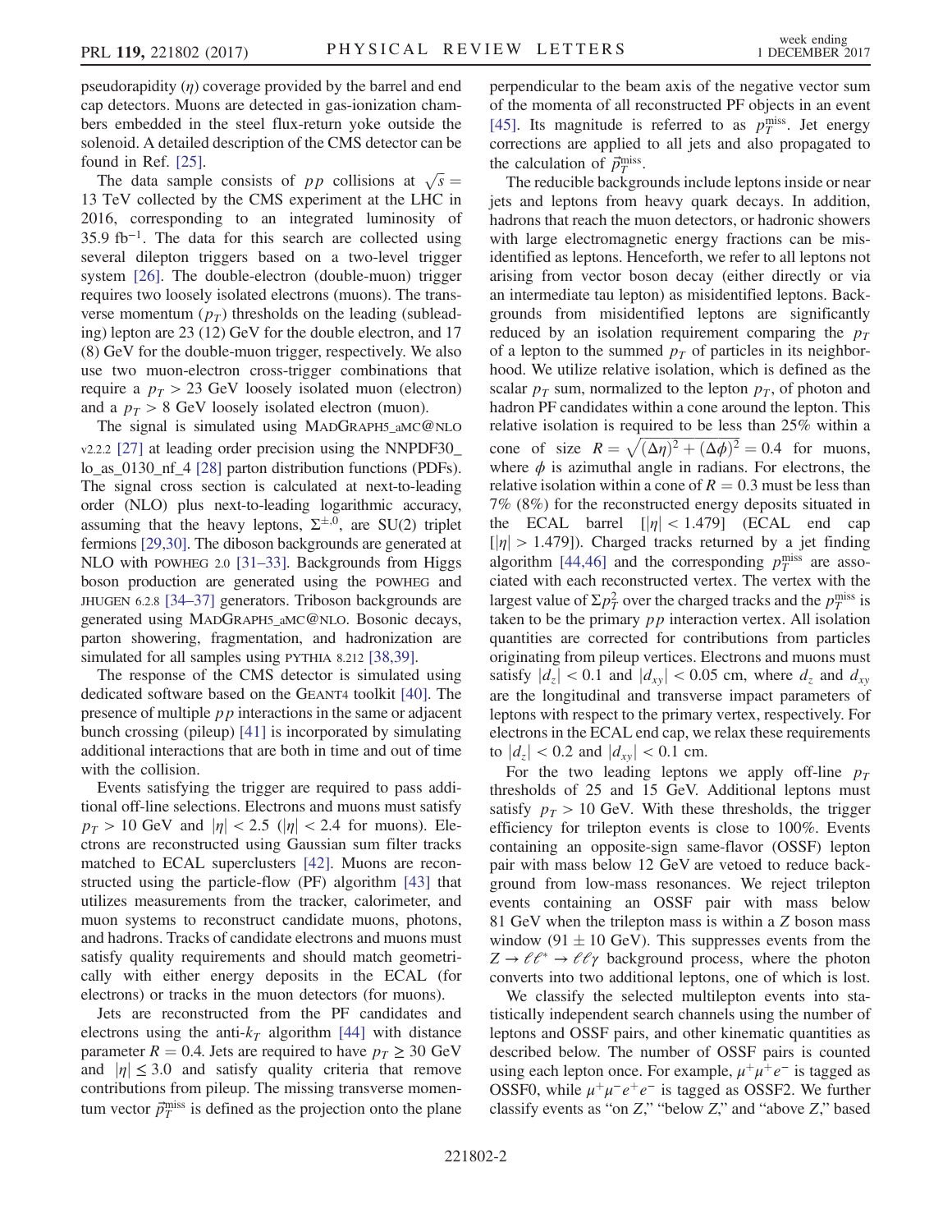pseudorapidity ($\eta$) coverage provided by the barrel and end cap detectors. Muons are detected in gas-ionization chambers embedded in the steel flux-return yoke outside the solenoid. A detailed description of the CMS detector can be found in Ref. [25].

The data sample consists of $pp$ collisions at $\sqrt{s} = 13$ TeV collected by the CMS experiment at the LHC in 2016, corresponding to an integrated luminosity of $35.9\ \mathrm{fb}^{-1}$. The data for this search are collected using several dilepton triggers based on a two-level trigger system [26]. The double-electron (double-muon) trigger requires two loosely isolated electrons (muons). The transverse momentum ($p_T$) thresholds on the leading (subleading) lepton are 23 (12) GeV for the double electron, and 17 (8) GeV for the double-muon trigger, respectively. We also use two muon-electron cross-trigger combinations that require a $p_T > 23$ GeV loosely isolated muon (electron) and a $p_T > 8$ GeV loosely isolated electron (muon).

The signal is simulated using MadGraph5_aMC@NLO v2.2.2 [27] at leading order precision using the NNPDF30_lo_as_0130_nf_4 [28] parton distribution functions (PDFs). The signal cross section is calculated at next-to-leading order (NLO) plus next-to-leading logarithmic accuracy, assuming that the heavy leptons, $\Sigma^{\pm,0}$, are SU(2) triplet fermions [29,30]. The diboson backgrounds are generated at NLO with POWHEG 2.0 [31–33]. Backgrounds from Higgs boson production are generated using the POWHEG and JHUGEN 6.2.8 [34–37] generators. Triboson backgrounds are generated using MadGraph5_aMC@NLO. Bosonic decays, parton showering, fragmentation, and hadronization are simulated for all samples using PYTHIA 8.212 [38,39].

The response of the CMS detector is simulated using dedicated software based on the Geant4 toolkit [40]. The presence of multiple $pp$ interactions in the same or adjacent bunch crossing (pileup) [41] is incorporated by simulating additional interactions that are both in time and out of time with the collision.

Events satisfying the trigger are required to pass additional off-line selections. Electrons and muons must satisfy $p_T > 10$ GeV and $|\eta| < 2.5$ ($|\eta| < 2.4$ for muons). Electrons are reconstructed using Gaussian sum filter tracks matched to ECAL superclusters [42]. Muons are reconstructed using the particle-flow (PF) algorithm [43] that utilizes measurements from the tracker, calorimeter, and muon systems to reconstruct candidate muons, photons, and hadrons. Tracks of candidate electrons and muons must satisfy quality requirements and should match geometrically with either energy deposits in the ECAL (for electrons) or tracks in the muon detectors (for muons).

Jets are reconstructed from the PF candidates and electrons using the anti-$k_T$ algorithm [44] with distance parameter $R = 0.4$. Jets are required to have $p_T \geq 30$ GeV and $|\eta| \leq 3.0$ and satisfy quality criteria that remove contributions from pileup. The missing transverse momentum vector $\vec{p}_T^{\,\mathrm{miss}}$ is defined as the projection onto the plane perpendicular to the beam axis of the negative vector sum of the momenta of all reconstructed PF objects in an event [45]. Its magnitude is referred to as $p_T^{\mathrm{miss}}$. Jet energy corrections are applied to all jets and also propagated to the calculation of $\vec{p}_T^{\,\mathrm{miss}}$.

The reducible backgrounds include leptons inside or near jets and leptons from heavy quark decays. In addition, hadrons that reach the muon detectors, or hadronic showers with large electromagnetic energy fractions can be misidentified as leptons. Henceforth, we refer to all leptons not arising from vector boson decay (either directly or via an intermediate tau lepton) as misidentified leptons. Backgrounds from misidentified leptons are significantly reduced by an isolation requirement comparing the $p_T$ of a lepton to the summed $p_T$ of particles in its neighborhood. We utilize relative isolation, which is defined as the scalar $p_T$ sum, normalized to the lepton $p_T$, of photon and hadron PF candidates within a cone around the lepton. This relative isolation is required to be less than 25% within a cone of size $R = \sqrt{(\Delta\eta)^2 + (\Delta\phi)^2} = 0.4$ for muons, where $\phi$ is azimuthal angle in radians. For electrons, the relative isolation within a cone of $R = 0.3$ must be less than 7% (8%) for the reconstructed energy deposits situated in the ECAL barrel [$|\eta| < 1.479$] (ECAL end cap [$|\eta| > 1.479$]). Charged tracks returned by a jet finding algorithm [44,46] and the corresponding $p_T^{\mathrm{miss}}$ are associated with each reconstructed vertex. The vertex with the largest value of $\Sigma p_T^2$ over the charged tracks and the $p_T^{\mathrm{miss}}$ is taken to be the primary $pp$ interaction vertex. All isolation quantities are corrected for contributions from particles originating from pileup vertices. Electrons and muons must satisfy $|d_z| < 0.1$ and $|d_{xy}| < 0.05$ cm, where $d_z$ and $d_{xy}$ are the longitudinal and transverse impact parameters of leptons with respect to the primary vertex, respectively. For electrons in the ECAL end cap, we relax these requirements to $|d_z| < 0.2$ and $|d_{xy}| < 0.1$ cm.

For the two leading leptons we apply off-line $p_T$ thresholds of 25 and 15 GeV. Additional leptons must satisfy $p_T > 10$ GeV. With these thresholds, the trigger efficiency for trilepton events is close to 100%. Events containing an opposite-sign same-flavor (OSSF) lepton pair with mass below 12 GeV are vetoed to reduce background from low-mass resonances. We reject trilepton events containing an OSSF pair with mass below 81 GeV when the trilepton mass is within a $Z$ boson mass window ($91 \pm 10$ GeV). This suppresses events from the $Z \to \ell\ell^* \to \ell\ell\gamma$ background process, where the photon converts into two additional leptons, one of which is lost.

We classify the selected multilepton events into statistically independent search channels using the number of leptons and OSSF pairs, and other kinematic quantities as described below. The number of OSSF pairs is counted using each lepton once. For example, $\mu^+\mu^+e^-$ is tagged as OSSF0, while $\mu^+\mu^-e^+e^-$ is tagged as OSSF2. We further classify events as "on $Z$," "below $Z$," and "above $Z$," based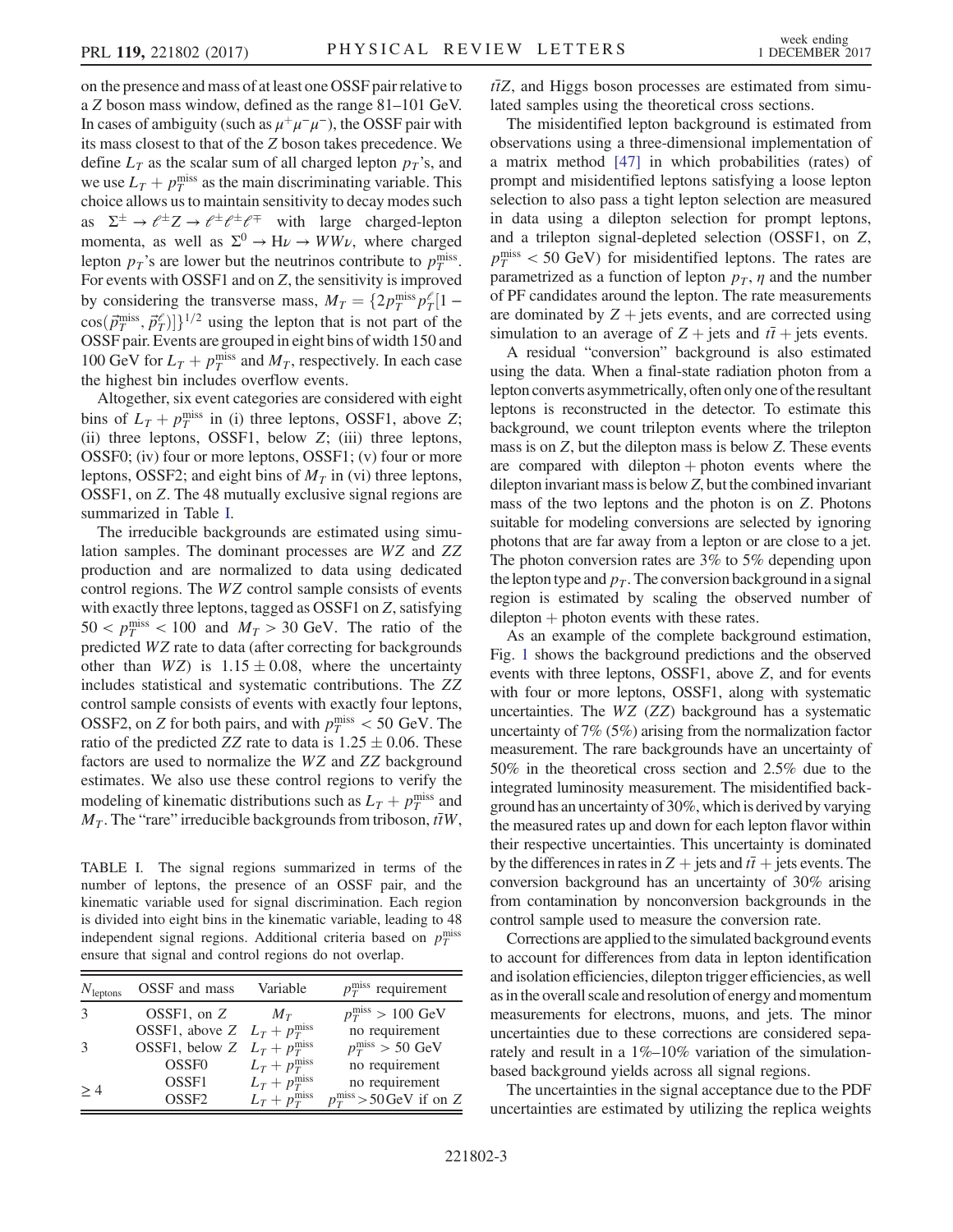on the presence and mass of at least one OSSF pair relative to a $Z$ boson mass window, defined as the range 81–101 GeV. In cases of ambiguity (such as $\mu^+\mu^-\mu^-$), the OSSF pair with its mass closest to that of the $Z$ boson takes precedence. We define $L_T$ as the scalar sum of all charged lepton $p_T$'s, and we use $L_T + p_T^{\text{miss}}$ as the main discriminating variable. This choice allows us to maintain sensitivity to decay modes such as $\Sigma^\pm \to \ell^\pm Z \to \ell^\pm \ell^\pm \ell^\mp$ with large charged-lepton momenta, as well as $\Sigma^0 \to \mathrm{H}\nu \to WW\nu$, where charged lepton $p_T$'s are lower but the neutrinos contribute to $p_T^{\text{miss}}$. For events with OSSF1 and on $Z$, the sensitivity is improved by considering the transverse mass, $M_T = \{2p_T^{\text{miss}} p_T^\ell[1 - \cos(\vec{p}_T^{\text{miss}}, \vec{p}_T^\ell)]\}^{1/2}$ using the lepton that is not part of the OSSF pair. Events are grouped in eight bins of width 150 and 100 GeV for $L_T + p_T^{\text{miss}}$ and $M_T$, respectively. In each case the highest bin includes overflow events.

Altogether, six event categories are considered with eight bins of $L_T + p_T^{\text{miss}}$ in (i) three leptons, OSSF1, above $Z$; (ii) three leptons, OSSF1, below $Z$; (iii) three leptons, OSSF0; (iv) four or more leptons, OSSF1; (v) four or more leptons, OSSF2; and eight bins of $M_T$ in (vi) three leptons, OSSF1, on $Z$. The 48 mutually exclusive signal regions are summarized in Table I.

The irreducible backgrounds are estimated using simulation samples. The dominant processes are $WZ$ and $ZZ$ production and are normalized to data using dedicated control regions. The $WZ$ control sample consists of events with exactly three leptons, tagged as OSSF1 on $Z$, satisfying $50 < p_T^{\text{miss}} < 100$ and $M_T > 30$ GeV. The ratio of the predicted $WZ$ rate to data (after correcting for backgrounds other than $WZ$) is $1.15 \pm 0.08$, where the uncertainty includes statistical and systematic contributions. The $ZZ$ control sample consists of events with exactly four leptons, OSSF2, on $Z$ for both pairs, and with $p_T^{\text{miss}} < 50$ GeV. The ratio of the predicted $ZZ$ rate to data is $1.25 \pm 0.06$. These factors are used to normalize the $WZ$ and $ZZ$ background estimates. We also use these control regions to verify the modeling of kinematic distributions such as $L_T + p_T^{\text{miss}}$ and $M_T$. The "rare" irreducible backgrounds from triboson, $t\bar{t}W$, $t\bar{t}Z$, and Higgs boson processes are estimated from simulated samples using the theoretical cross sections.

TABLE I. The signal regions summarized in terms of the number of leptons, the presence of an OSSF pair, and the kinematic variable used for signal discrimination. Each region is divided into eight bins in the kinematic variable, leading to 48 independent signal regions. Additional criteria based on $p_T^{\text{miss}}$ ensure that signal and control regions do not overlap.

| $N_{\text{leptons}}$ | OSSF and mass | Variable | $p_T^{\text{miss}}$ requirement |
|---|---|---|---|
| 3 | OSSF1, on $Z$ | $M_T$ | $p_T^{\text{miss}} > 100$ GeV |
| | OSSF1, above $Z$ | $L_T + p_T^{\text{miss}}$ | no requirement |
| 3 | OSSF1, below $Z$ | $L_T + p_T^{\text{miss}}$ | $p_T^{\text{miss}} > 50$ GeV |
| | OSSF0 | $L_T + p_T^{\text{miss}}$ | no requirement |
| $\geq 4$ | OSSF1 | $L_T + p_T^{\text{miss}}$ | no requirement |
| | OSSF2 | $L_T + p_T^{\text{miss}}$ | $p_T^{\text{miss}} > 50$ GeV if on $Z$ |

The misidentified lepton background is estimated from observations using a three-dimensional implementation of a matrix method [47] in which probabilities (rates) of prompt and misidentified leptons satisfying a loose lepton selection to also pass a tight lepton selection are measured in data using a dilepton selection for prompt leptons, and a trilepton signal-depleted selection (OSSF1, on $Z$, $p_T^{\text{miss}} < 50$ GeV) for misidentified leptons. The rates are parametrized as a function of lepton $p_T$, $\eta$ and the number of PF candidates around the lepton. The rate measurements are dominated by $Z$ + jets events, and are corrected using simulation to an average of $Z$ + jets and $t\bar{t}$ + jets events.

A residual "conversion" background is also estimated using the data. When a final-state radiation photon from a lepton converts asymmetrically, often only one of the resultant leptons is reconstructed in the detector. To estimate this background, we count trilepton events where the trilepton mass is on $Z$, but the dilepton mass is below $Z$. These events are compared with dilepton + photon events where the dilepton invariant mass is below $Z$, but the combined invariant mass of the two leptons and the photon is on $Z$. Photons suitable for modeling conversions are selected by ignoring photons that are far away from a lepton or are close to a jet. The photon conversion rates are 3% to 5% depending upon the lepton type and $p_T$. The conversion background in a signal region is estimated by scaling the observed number of dilepton + photon events with these rates.

As an example of the complete background estimation, Fig. 1 shows the background predictions and the observed events with three leptons, OSSF1, above $Z$, and for events with four or more leptons, OSSF1, along with systematic uncertainties. The $WZ$ ($ZZ$) background has a systematic uncertainty of 7% (5%) arising from the normalization factor measurement. The rare backgrounds have an uncertainty of 50% in the theoretical cross section and 2.5% due to the integrated luminosity measurement. The misidentified background has an uncertainty of 30%, which is derived by varying the measured rates up and down for each lepton flavor within their respective uncertainties. This uncertainty is dominated by the differences in rates in $Z$ + jets and $t\bar{t}$ + jets events. The conversion background has an uncertainty of 30% arising from contamination by nonconversion backgrounds in the control sample used to measure the conversion rate.

Corrections are applied to the simulated background events to account for differences from data in lepton identification and isolation efficiencies, dilepton trigger efficiencies, as well as in the overall scale and resolution of energy and momentum measurements for electrons, muons, and jets. The minor uncertainties due to these corrections are considered separately and result in a 1%–10% variation of the simulation-based background yields across all signal regions.

The uncertainties in the signal acceptance due to the PDF uncertainties are estimated by utilizing the replica weights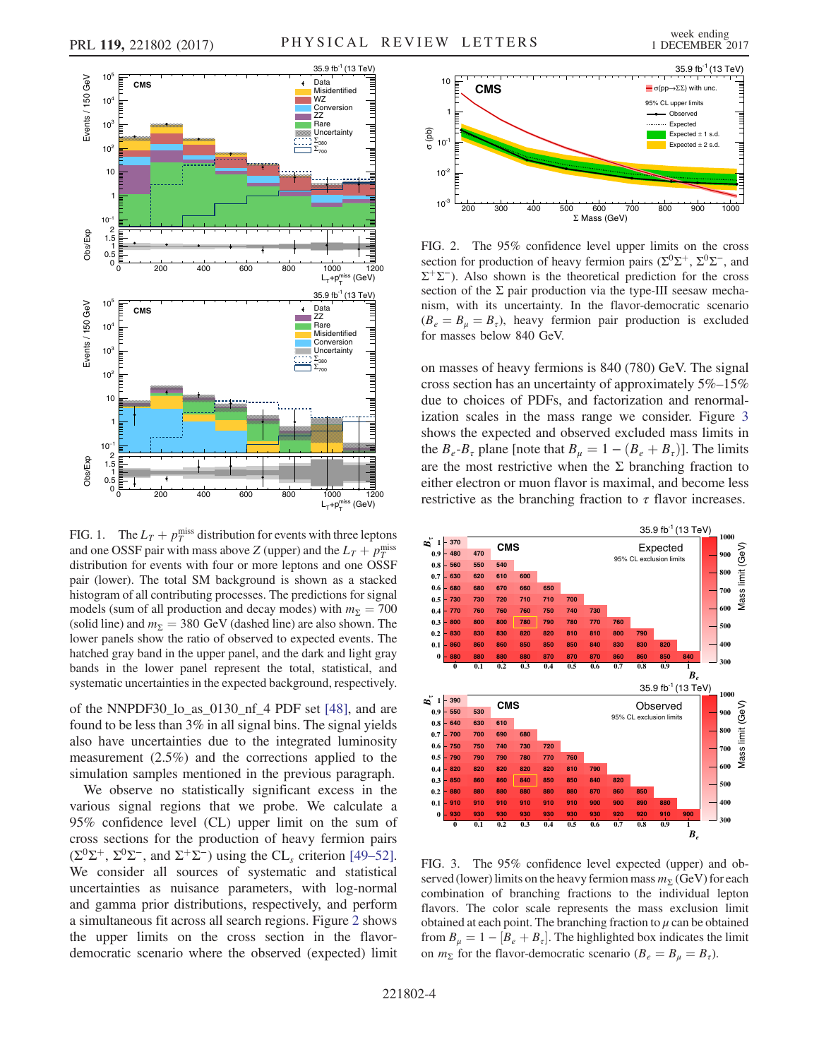FIG. 1. The $L_T + p_T^{\rm miss}$ distribution for events with three leptons and one OSSF pair with mass above $Z$ (upper) and the $L_T + p_T^{\rm miss}$ distribution for events with four or more leptons and one OSSF pair (lower). The total SM background is shown as a stacked histogram of all contributing processes. The predictions for signal models (sum of all production and decay modes) with $m_\Sigma = 700$ (solid line) and $m_\Sigma = 380$ GeV (dashed line) are also shown. The lower panels show the ratio of observed to expected events. The hatched gray band in the upper panel, and the dark and light gray bands in the lower panel represent the total, statistical, and systematic uncertainties in the expected background, respectively.

of the NNPDF30_lo_as_0130_nf_4 PDF set [48], and are found to be less than 3% in all signal bins. The signal yields also have uncertainties due to the integrated luminosity measurement (2.5%) and the corrections applied to the simulation samples mentioned in the previous paragraph.

We observe no statistically significant excess in the various signal regions that we probe. We calculate a 95% confidence level (CL) upper limit on the sum of cross sections for the production of heavy fermion pairs ($\Sigma^0\Sigma^+$, $\Sigma^0\Sigma^-$, and $\Sigma^+\Sigma^-$) using the CL$_s$ criterion [49–52]. We consider all sources of systematic and statistical uncertainties as nuisance parameters, with log-normal and gamma prior distributions, respectively, and perform a simultaneous fit across all search regions. Figure 2 shows the upper limits on the cross section in the flavor-democratic scenario where the observed (expected) limit

FIG. 2. The 95% confidence level upper limits on the cross section for production of heavy fermion pairs ($\Sigma^0\Sigma^+$, $\Sigma^0\Sigma^-$, and $\Sigma^+\Sigma^-$). Also shown is the theoretical prediction for the cross section of the $\Sigma$ pair production via the type-III seesaw mechanism, with its uncertainty. In the flavor-democratic scenario ($B_e = B_\mu = B_\tau$), heavy fermion pair production is excluded for masses below 840 GeV.

on masses of heavy fermions is 840 (780) GeV. The signal cross section has an uncertainty of approximately 5%–15% due to choices of PDFs, and factorization and renormalization scales in the mass range we consider. Figure 3 shows the expected and observed excluded mass limits in the $B_e$-$B_\tau$ plane [note that $B_\mu = 1 - (B_e + B_\tau)$]. The limits are the most restrictive when the $\Sigma$ branching fraction to either electron or muon flavor is maximal, and become less restrictive as the branching fraction to $\tau$ flavor increases.

FIG. 3. The 95% confidence level expected (upper) and observed (lower) limits on the heavy fermion mass $m_\Sigma$ (GeV) for each combination of branching fractions to the individual lepton flavors. The color scale represents the mass exclusion limit obtained at each point. The branching fraction to $\mu$ can be obtained from $B_\mu = 1 - [B_e + B_\tau]$. The highlighted box indicates the limit on $m_\Sigma$ for the flavor-democratic scenario ($B_e = B_\mu = B_\tau$).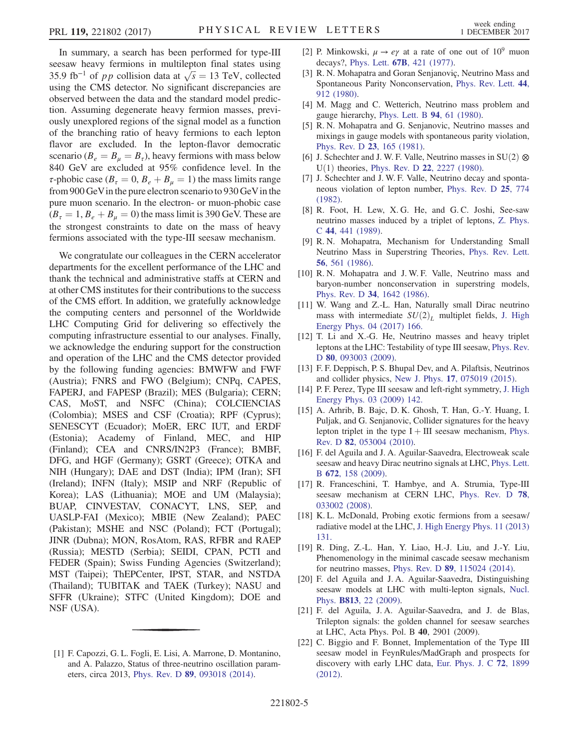In summary, a search has been performed for type-III seesaw heavy fermions in multilepton final states using 35.9 $\mathrm{fb}^{-1}$ of $pp$ collision data at $\sqrt{s} = 13$ TeV, collected using the CMS detector. No significant discrepancies are observed between the data and the standard model prediction. Assuming degenerate heavy fermion masses, previously unexplored regions of the signal model as a function of the branching ratio of heavy fermions to each lepton flavor are excluded. In the lepton-flavor democratic scenario ($\mathcal{B}_e = \mathcal{B}_\mu = \mathcal{B}_\tau$), heavy fermions with mass below 840 GeV are excluded at 95% confidence level. In the $\tau$-phobic case ($\mathcal{B}_\tau = 0$, $\mathcal{B}_e + \mathcal{B}_\mu = 1$) the mass limits range from 900 GeV in the pure electron scenario to 930 GeV in the pure muon scenario. In the electron- or muon-phobic case ($\mathcal{B}_\tau = 1$, $\mathcal{B}_e + \mathcal{B}_\mu = 0$) the mass limit is 390 GeV. These are the strongest constraints to date on the mass of heavy fermions associated with the type-III seesaw mechanism.

We congratulate our colleagues in the CERN accelerator departments for the excellent performance of the LHC and thank the technical and administrative staffs at CERN and at other CMS institutes for their contributions to the success of the CMS effort. In addition, we gratefully acknowledge the computing centers and personnel of the Worldwide LHC Computing Grid for delivering so effectively the computing infrastructure essential to our analyses. Finally, we acknowledge the enduring support for the construction and operation of the LHC and the CMS detector provided by the following funding agencies: BMWFW and FWF (Austria); FNRS and FWO (Belgium); CNPq, CAPES, FAPERJ, and FAPESP (Brazil); MES (Bulgaria); CERN; CAS, MoST, and NSFC (China); COLCIENCIAS (Colombia); MSES and CSF (Croatia); RPF (Cyprus); SENESCYT (Ecuador); MoER, ERC IUT, and ERDF (Estonia); Academy of Finland, MEC, and HIP (Finland); CEA and CNRS/IN2P3 (France); BMBF, DFG, and HGF (Germany); GSRT (Greece); OTKA and NIH (Hungary); DAE and DST (India); IPM (Iran); SFI (Ireland); INFN (Italy); MSIP and NRF (Republic of Korea); LAS (Lithuania); MOE and UM (Malaysia); BUAP, CINVESTAV, CONACYT, LNS, SEP, and UASLP-FAI (Mexico); MBIE (New Zealand); PAEC (Pakistan); MSHE and NSC (Poland); FCT (Portugal); JINR (Dubna); MON, RosAtom, RAS, RFBR and RAEP (Russia); MESTD (Serbia); SEIDI, CPAN, PCTI and FEDER (Spain); Swiss Funding Agencies (Switzerland); MST (Taipei); ThEPCenter, IPST, STAR, and NSTDA (Thailand); TUBITAK and TAEK (Turkey); NASU and SFFR (Ukraine); STFC (United Kingdom); DOE and NSF (USA).

---

[1] F. Capozzi, G. L. Fogli, E. Lisi, A. Marrone, D. Montanino, and A. Palazzo, Status of three-neutrino oscillation parameters, circa 2013, Phys. Rev. D **89**, 093018 (2014).

[2] P. Minkowski, $\mu \to e\gamma$ at a rate of one out of $10^9$ muon decays?, Phys. Lett. **67B**, 421 (1977).

[3] R. N. Mohapatra and Goran Senjanović, Neutrino Mass and Spontaneous Parity Nonconservation, Phys. Rev. Lett. **44**, 912 (1980).

[4] M. Magg and C. Wetterich, Neutrino mass problem and gauge hierarchy, Phys. Lett. B **94**, 61 (1980).

[5] R. N. Mohapatra and G. Senjanovic, Neutrino masses and mixings in gauge models with spontaneous parity violation, Phys. Rev. D **23**, 165 (1981).

[6] J. Schechter and J. W. F. Valle, Neutrino masses in $\mathrm{SU}(2) \otimes \mathrm{U}(1)$ theories, Phys. Rev. D **22**, 2227 (1980).

[7] J. Schechter and J. W. F. Valle, Neutrino decay and spontaneous violation of lepton number, Phys. Rev. D **25**, 774 (1982).

[8] R. Foot, H. Lew, X. G. He, and G. C. Joshi, See-saw neutrino masses induced by a triplet of leptons, Z. Phys. C **44**, 441 (1989).

[9] R. N. Mohapatra, Mechanism for Understanding Small Neutrino Mass in Superstring Theories, Phys. Rev. Lett. **56**, 561 (1986).

[10] R. N. Mohapatra and J. W. F. Valle, Neutrino mass and baryon-number nonconservation in superstring models, Phys. Rev. D **34**, 1642 (1986).

[11] W. Wang and Z.-L. Han, Naturally small Dirac neutrino mass with intermediate $SU(2)_L$ multiplet fields, J. High Energy Phys. 04 (2017) 166.

[12] T. Li and X.-G. He, Neutrino masses and heavy triplet leptons at the LHC: Testability of type III seesaw, Phys. Rev. D **80**, 093003 (2009).

[13] F. F. Deppisch, P. S. Bhupal Dev, and A. Pilaftsis, Neutrinos and collider physics, New J. Phys. **17**, 075019 (2015).

[14] P. F. Perez, Type III seesaw and left-right symmetry, J. High Energy Phys. 03 (2009) 142.

[15] A. Arhrib, B. Bajc, D. K. Ghosh, T. Han, G.-Y. Huang, I. Puljak, and G. Senjanovic, Collider signatures for the heavy lepton triplet in the type I + III seesaw mechanism, Phys. Rev. D **82**, 053004 (2010).

[16] F. del Aguila and J. A. Aguilar-Saavedra, Electroweak scale seesaw and heavy Dirac neutrino signals at LHC, Phys. Lett. B **672**, 158 (2009).

[17] R. Franceschini, T. Hambye, and A. Strumia, Type-III seesaw mechanism at CERN LHC, Phys. Rev. D **78**, 033002 (2008).

[18] K. L. McDonald, Probing exotic fermions from a seesaw/radiative model at the LHC, J. High Energy Phys. 11 (2013) 131.

[19] R. Ding, Z.-L. Han, Y. Liao, H.-J. Liu, and J.-Y. Liu, Phenomenology in the minimal cascade seesaw mechanism for neutrino masses, Phys. Rev. D **89**, 115024 (2014).

[20] F. del Aguila and J. A. Aguilar-Saavedra, Distinguishing seesaw models at LHC with multi-lepton signals, Nucl. Phys. **B813**, 22 (2009).

[21] F. del Aguila, J. A. Aguilar-Saavedra, and J. de Blas, Trilepton signals: the golden channel for seesaw searches at LHC, Acta Phys. Pol. B **40**, 2901 (2009).

[22] C. Biggio and F. Bonnet, Implementation of the Type III seesaw model in FeynRules/MadGraph and prospects for discovery with early LHC data, Eur. Phys. J. C **72**, 1899 (2012).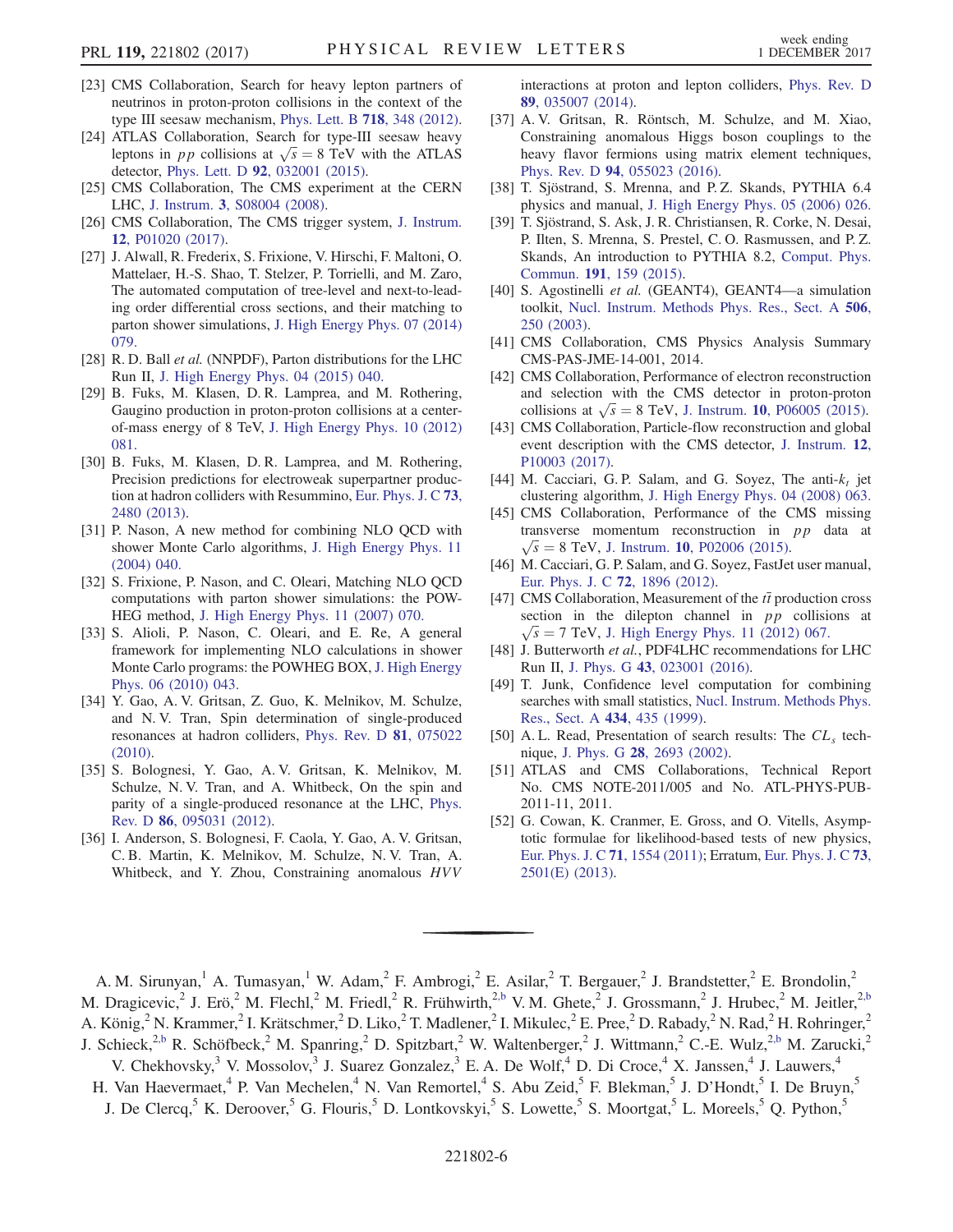[23] CMS Collaboration, Search for heavy lepton partners of neutrinos in proton-proton collisions in the context of the type III seesaw mechanism, Phys. Lett. B **718**, 348 (2012).

[24] ATLAS Collaboration, Search for type-III seesaw heavy leptons in $pp$ collisions at $\sqrt{s} = 8$ TeV with the ATLAS detector, Phys. Lett. D **92**, 032001 (2015).

[25] CMS Collaboration, The CMS experiment at the CERN LHC, J. Instrum. **3**, S08004 (2008).

[26] CMS Collaboration, The CMS trigger system, J. Instrum. **12**, P01020 (2017).

[27] J. Alwall, R. Frederix, S. Frixione, V. Hirschi, F. Maltoni, O. Mattelaer, H.-S. Shao, T. Stelzer, P. Torrielli, and M. Zaro, The automated computation of tree-level and next-to-leading order differential cross sections, and their matching to parton shower simulations, J. High Energy Phys. 07 (2014) 079.

[28] R. D. Ball *et al.* (NNPDF), Parton distributions for the LHC Run II, J. High Energy Phys. 04 (2015) 040.

[29] B. Fuks, M. Klasen, D. R. Lamprea, and M. Rothering, Gaugino production in proton-proton collisions at a center-of-mass energy of 8 TeV, J. High Energy Phys. 10 (2012) 081.

[30] B. Fuks, M. Klasen, D. R. Lamprea, and M. Rothering, Precision predictions for electroweak superpartner production at hadron colliders with Resummino, Eur. Phys. J. C **73**, 2480 (2013).

[31] P. Nason, A new method for combining NLO QCD with shower Monte Carlo algorithms, J. High Energy Phys. 11 (2004) 040.

[32] S. Frixione, P. Nason, and C. Oleari, Matching NLO QCD computations with parton shower simulations: the POWHEG method, J. High Energy Phys. 11 (2007) 070.

[33] S. Alioli, P. Nason, C. Oleari, and E. Re, A general framework for implementing NLO calculations in shower Monte Carlo programs: the POWHEG BOX, J. High Energy Phys. 06 (2010) 043.

[34] Y. Gao, A. V. Gritsan, Z. Guo, K. Melnikov, M. Schulze, and N. V. Tran, Spin determination of single-produced resonances at hadron colliders, Phys. Rev. D **81**, 075022 (2010).

[35] S. Bolognesi, Y. Gao, A. V. Gritsan, K. Melnikov, M. Schulze, N. V. Tran, and A. Whitbeck, On the spin and parity of a single-produced resonance at the LHC, Phys. Rev. D **86**, 095031 (2012).

[36] I. Anderson, S. Bolognesi, F. Caola, Y. Gao, A. V. Gritsan, C. B. Martin, K. Melnikov, M. Schulze, N. V. Tran, A. Whitbeck, and Y. Zhou, Constraining anomalous $HVV$ interactions at proton and lepton colliders, Phys. Rev. D **89**, 035007 (2014).

[37] A. V. Gritsan, R. Röntsch, M. Schulze, and M. Xiao, Constraining anomalous Higgs boson couplings to the heavy flavor fermions using matrix element techniques, Phys. Rev. D **94**, 055023 (2016).

[38] T. Sjöstrand, S. Mrenna, and P. Z. Skands, PYTHIA 6.4 physics and manual, J. High Energy Phys. 05 (2006) 026.

[39] T. Sjöstrand, S. Ask, J. R. Christiansen, R. Corke, N. Desai, P. Ilten, S. Mrenna, S. Prestel, C. O. Rasmussen, and P. Z. Skands, An introduction to PYTHIA 8.2, Comput. Phys. Commun. **191**, 159 (2015).

[40] S. Agostinelli *et al.* (GEANT4), GEANT4—a simulation toolkit, Nucl. Instrum. Methods Phys. Res., Sect. A **506**, 250 (2003).

[41] CMS Collaboration, CMS Physics Analysis Summary CMS-PAS-JME-14-001, 2014.

[42] CMS Collaboration, Performance of electron reconstruction and selection with the CMS detector in proton-proton collisions at $\sqrt{s} = 8$ TeV, J. Instrum. **10**, P06005 (2015).

[43] CMS Collaboration, Particle-flow reconstruction and global event description with the CMS detector, J. Instrum. **12**, P10003 (2017).

[44] M. Cacciari, G. P. Salam, and G. Soyez, The anti-$k_t$ jet clustering algorithm, J. High Energy Phys. 04 (2008) 063.

[45] CMS Collaboration, Performance of the CMS missing transverse momentum reconstruction in $pp$ data at $\sqrt{s} = 8$ TeV, J. Instrum. **10**, P02006 (2015).

[46] M. Cacciari, G. P. Salam, and G. Soyez, FastJet user manual, Eur. Phys. J. C **72**, 1896 (2012).

[47] CMS Collaboration, Measurement of the $t\bar{t}$ production cross section in the dilepton channel in $pp$ collisions at $\sqrt{s} = 7$ TeV, J. High Energy Phys. 11 (2012) 067.

[48] J. Butterworth *et al.*, PDF4LHC recommendations for LHC Run II, J. Phys. G **43**, 023001 (2016).

[49] T. Junk, Confidence level computation for combining searches with small statistics, Nucl. Instrum. Methods Phys. Res., Sect. A **434**, 435 (1999).

[50] A. L. Read, Presentation of search results: The $CL_s$ technique, J. Phys. G **28**, 2693 (2002).

[51] ATLAS and CMS Collaborations, Technical Report No. CMS NOTE-2011/005 and No. ATL-PHYS-PUB-2011-11, 2011.

[52] G. Cowan, K. Cranmer, E. Gross, and O. Vitells, Asymptotic formulae for likelihood-based tests of new physics, Eur. Phys. J. C **71**, 1554 (2011); Erratum, Eur. Phys. J. C **73**, 2501(E) (2013).

---

A. M. Sirunyan,[1] A. Tumasyan,[1] W. Adam,[2] F. Ambrogi,[2] E. Asilar,[2] T. Bergauer,[2] J. Brandstetter,[2] E. Brondolin,[2] M. Dragicevic,[2] J. Erö,[2] M. Flechl,[2] M. Friedl,[2] R. Frühwirth,[2,b] V. M. Ghete,[2] J. Grossmann,[2] J. Hrubec,[2] M. Jeitler,[2,b] A. König,[2] N. Krammer,[2] I. Krätschmer,[2] D. Liko,[2] T. Madlener,[2] I. Mikulec,[2] E. Pree,[2] D. Rabady,[2] N. Rad,[2] H. Rohringer,[2] J. Schieck,[2,b] R. Schöfbeck,[2] M. Spanring,[2] D. Spitzbart,[2] W. Waltenberger,[2] J. Wittmann,[2] C.-E. Wulz,[2,b] M. Zarucki,[2] V. Chekhovsky,[3] V. Mossolov,[3] J. Suarez Gonzalez,[3] E. A. De Wolf,[4] D. Di Croce,[4] X. Janssen,[4] J. Lauwers,[4] H. Van Haevermaet,[4] P. Van Mechelen,[4] N. Van Remortel,[4] S. Abu Zeid,[5] F. Blekman,[5] J. D'Hondt,[5] I. De Bruyn,[5] J. De Clercq,[5] K. Deroover,[5] G. Flouris,[5] D. Lontkovskyi,[5] S. Lowette,[5] S. Moortgat,[5] L. Moreels,[5] Q. Python,[5]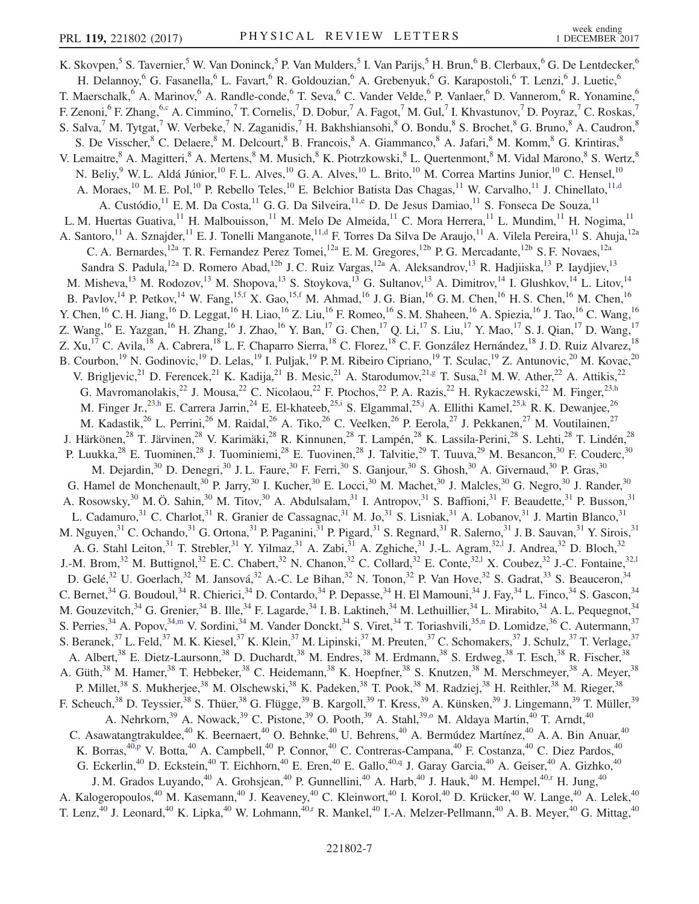K. Skovpen,[5] S. Tavernier,[5] W. Van Doninck,[5] P. Van Mulders,[5] I. Van Parijs,[5] H. Brun,[6] B. Clerbaux,[6] G. De Lentdecker,[6] H. Delannoy,[6] G. Fasanella,[6] L. Favart,[6] R. Goldouzian,[6] A. Grebenyuk,[6] G. Karapostoli,[6] T. Lenzi,[6] J. Luetic,[6] T. Maerschalk,[6] A. Marinov,[6] A. Randle-conde,[6] T. Seva,[6] C. Vander Velde,[6] P. Vanlaer,[6] D. Vannerom,[6] R. Yonamine,[6] F. Zenoni,[6] F. Zhang,[6,c] A. Cimmino,[7] T. Cornelis,[7] D. Dobur,[7] A. Fagot,[7] M. Gul,[7] I. Khvastunov,[7] D. Poyraz,[7] C. Roskas,[7] S. Salva,[7] M. Tytgat,[7] W. Verbeke,[7] N. Zaganidis,[7] H. Bakhshiansohi,[8] O. Bondu,[8] S. Brochet,[8] G. Bruno,[8] A. Caudron,[8] S. De Visscher,[8] C. Delaere,[8] M. Delcourt,[8] B. Francois,[8] A. Giammanco,[8] A. Jafari,[8] M. Komm,[8] G. Krintiras,[8] V. Lemaitre,[8] A. Magitteri,[8] A. Mertens,[8] M. Musich,[8] K. Piotrzkowski,[8] L. Quertenmont,[8] M. Vidal Marono,[8] S. Wertz,[8] N. Beliy,[9] W. L. Aldá Júnior,[10] F. L. Alves,[10] G. A. Alves,[10] L. Brito,[10] M. Correa Martins Junior,[10] C. Hensel,[10] A. Moraes,[10] M. E. Pol,[10] P. Rebello Teles,[10] E. Belchior Batista Das Chagas,[11] W. Carvalho,[11] J. Chinellato,[11,d] A. Custódio,[11] E. M. Da Costa,[11] G. G. Da Silveira,[11,e] D. De Jesus Damiao,[11] S. Fonseca De Souza,[11] L. M. Huertas Guativa,[11] H. Malbouisson,[11] M. Melo De Almeida,[11] C. Mora Herrera,[11] L. Mundim,[11] H. Nogima,[11] A. Santoro,[11] A. Sznajder,[11] E. J. Tonelli Manganote,[11,d] F. Torres Da Silva De Araujo,[11] A. Vilela Pereira,[11] S. Ahuja,[12a] C. A. Bernardes,[12a] T. R. Fernandez Perez Tomei,[12a] E. M. Gregores,[12b] P. G. Mercadante,[12b] S. F. Novaes,[12a] Sandra S. Padula,[12a] D. Romero Abad,[12b] J. C. Ruiz Vargas,[12a] A. Aleksandrov,[13] R. Hadjiiska,[13] P. Iaydjiev,[13] M. Misheva,[13] M. Rodozov,[13] M. Shopova,[13] S. Stoykova,[13] G. Sultanov,[13] A. Dimitrov,[14] I. Glushkov,[14] L. Litov,[14] B. Pavlov,[14] P. Petkov,[14] W. Fang,[15,f] X. Gao,[15,f] M. Ahmad,[16] J. G. Bian,[16] G. M. Chen,[16] H. S. Chen,[16] M. Chen,[16] Y. Chen,[16] C. H. Jiang,[16] D. Leggat,[16] H. Liao,[16] Z. Liu,[16] F. Romeo,[16] S. M. Shaheen,[16] A. Spiezia,[16] J. Tao,[16] C. Wang,[16] Z. Wang,[16] E. Yazgan,[16] H. Zhang,[16] J. Zhao,[16] Y. Ban,[17] G. Chen,[17] Q. Li,[17] S. Liu,[17] Y. Mao,[17] S. J. Qian,[17] D. Wang,[17] Z. Xu,[17] C. Avila,[18] A. Cabrera,[18] L. F. Chaparro Sierra,[18] C. Florez,[18] C. F. González Hernández,[18] J. D. Ruiz Alvarez,[18] B. Courbon,[19] N. Godinovic,[19] D. Lelas,[19] I. Puljak,[19] P. M. Ribeiro Cipriano,[19] T. Sculac,[19] Z. Antunovic,[20] M. Kovac,[20] V. Brigljevic,[21] D. Ferencek,[21] K. Kadija,[21] B. Mesic,[21] A. Starodumov,[21,g] T. Susa,[21] M. W. Ather,[22] A. Attikis,[22] G. Mavromanolakis,[22] J. Mousa,[22] C. Nicolaou,[22] F. Ptochos,[22] P. A. Razis,[22] H. Rykaczewski,[22] M. Finger,[23,h] M. Finger Jr.,[23,h] E. Carrera Jarrin,[24] E. El-khateeb,[25,i] S. Elgammal,[25,j] A. Ellithi Kamel,[25,k] R. K. Dewanjee,[26] M. Kadastik,[26] L. Perrini,[26] M. Raidal,[26] A. Tiko,[26] C. Veelken,[26] P. Eerola,[27] J. Pekkanen,[27] M. Voutilainen,[27] J. Härkönen,[28] T. Järvinen,[28] V. Karimäki,[28] R. Kinnunen,[28] T. Lampén,[28] K. Lassila-Perini,[28] S. Lehti,[28] T. Lindén,[28] P. Luukka,[28] E. Tuominen,[28] J. Tuominiemi,[28] E. Tuovinen,[28] J. Talvitie,[29] T. Tuuva,[29] M. Besancon,[30] F. Couderc,[30] M. Dejardin,[30] D. Denegri,[30] J. L. Faure,[30] F. Ferri,[30] S. Ganjour,[30] S. Ghosh,[30] A. Givernaud,[30] P. Gras,[30] G. Hamel de Monchenault,[30] P. Jarry,[30] I. Kucher,[30] E. Locci,[30] M. Machet,[30] J. Malcles,[30] G. Negro,[30] J. Rander,[30] A. Rosowsky,[30] M. Ö. Sahin,[30] M. Titov,[30] A. Abdulsalam,[31] I. Antropov,[31] S. Baffioni,[31] F. Beaudette,[31] P. Busson,[31] L. Cadamuro,[31] C. Charlot,[31] R. Granier de Cassagnac,[31] M. Jo,[31] S. Lisniak,[31] A. Lobanov,[31] J. Martin Blanco,[31] M. Nguyen,[31] C. Ochando,[31] G. Ortona,[31] P. Paganini,[31] P. Pigard,[31] S. Regnard,[31] R. Salerno,[31] J. B. Sauvan,[31] Y. Sirois,[31] A. G. Stahl Leiton,[31] T. Strebler,[31] Y. Yilmaz,[31] A. Zabi,[31] A. Zghiche,[31] J.-L. Agram,[32,l] J. Andrea,[32] D. Bloch,[32] J.-M. Brom,[32] M. Buttignol,[32] E. C. Chabert,[32] N. Chanon,[32] C. Collard,[32] E. Conte,[32,l] X. Coubez,[32] J.-C. Fontaine,[32,l] D. Gelé,[32] U. Goerlach,[32] M. Jansová,[32] A.-C. Le Bihan,[32] N. Tonon,[32] P. Van Hove,[32] S. Gadrat,[33] S. Beauceron,[34] C. Bernet,[34] G. Boudoul,[34] R. Chierici,[34] D. Contardo,[34] P. Depasse,[34] H. El Mamouni,[34] J. Fay,[34] L. Finco,[34] S. Gascon,[34] M. Gouzevitch,[34] G. Grenier,[34] B. Ille,[34] F. Lagarde,[34] I. B. Laktineh,[34] M. Lethuillier,[34] L. Mirabito,[34] A. L. Pequegnot,[34] S. Perries,[34] A. Popov,[34,m] V. Sordini,[34] M. Vander Donckt,[34] S. Viret,[34] T. Toriashvili,[35,n] D. Lomidze,[36] C. Autermann,[37] S. Beranek,[37] L. Feld,[37] M. K. Kiesel,[37] K. Klein,[37] M. Lipinski,[37] M. Preuten,[37] C. Schomakers,[37] J. Schulz,[37] T. Verlage,[37] A. Albert,[38] E. Dietz-Laursonn,[38] D. Duchardt,[38] M. Endres,[38] M. Erdmann,[38] S. Erdweg,[38] T. Esch,[38] R. Fischer,[38] A. Güth,[38] M. Hamer,[38] T. Hebbeker,[38] C. Heidemann,[38] K. Hoepfner,[38] S. Knutzen,[38] M. Merschmeyer,[38] A. Meyer,[38] P. Millet,[38] S. Mukherjee,[38] M. Olschewski,[38] K. Padeken,[38] T. Pook,[38] M. Radziej,[38] H. Reithler,[38] M. Rieger,[38] F. Scheuch,[38] D. Teyssier,[38] S. Thüer,[38] G. Flügge,[39] B. Kargoll,[39] T. Kress,[39] A. Künsken,[39] J. Lingemann,[39] T. Müller,[39] A. Nehrkorn,[39] A. Nowack,[39] C. Pistone,[39] O. Pooth,[39] A. Stahl,[39,o] M. Aldaya Martin,[40] T. Arndt,[40] C. Asawatangtrakuldee,[40] K. Beernaert,[40] O. Behnke,[40] U. Behrens,[40] A. Bermúdez Martínez,[40] A. A. Bin Anuar,[40] K. Borras,[40,p] V. Botta,[40] A. Campbell,[40] P. Connor,[40] C. Contreras-Campana,[40] F. Costanza,[40] C. Diez Pardos,[40] G. Eckerlin,[40] D. Eckstein,[40] T. Eichhorn,[40] E. Eren,[40] E. Gallo,[40,q] J. Garay Garcia,[40] A. Geiser,[40] A. Gizhko,[40] J. M. Grados Luyando,[40] A. Grohsjean,[40] P. Gunnellini,[40] A. Harb,[40] J. Hauk,[40] M. Hempel,[40,r] H. Jung,[40] A. Kalogeropoulos,[40] M. Kasemann,[40] J. Keaveney,[40] C. Kleinwort,[40] I. Korol,[40] D. Krücker,[40] W. Lange,[40] A. Lelek,[40] T. Lenz,[40] J. Leonard,[40] K. Lipka,[40] W. Lohmann,[40,r] R. Mankel,[40] I.-A. Melzer-Pellmann,[40] A. B. Meyer,[40] G. Mittag,[40]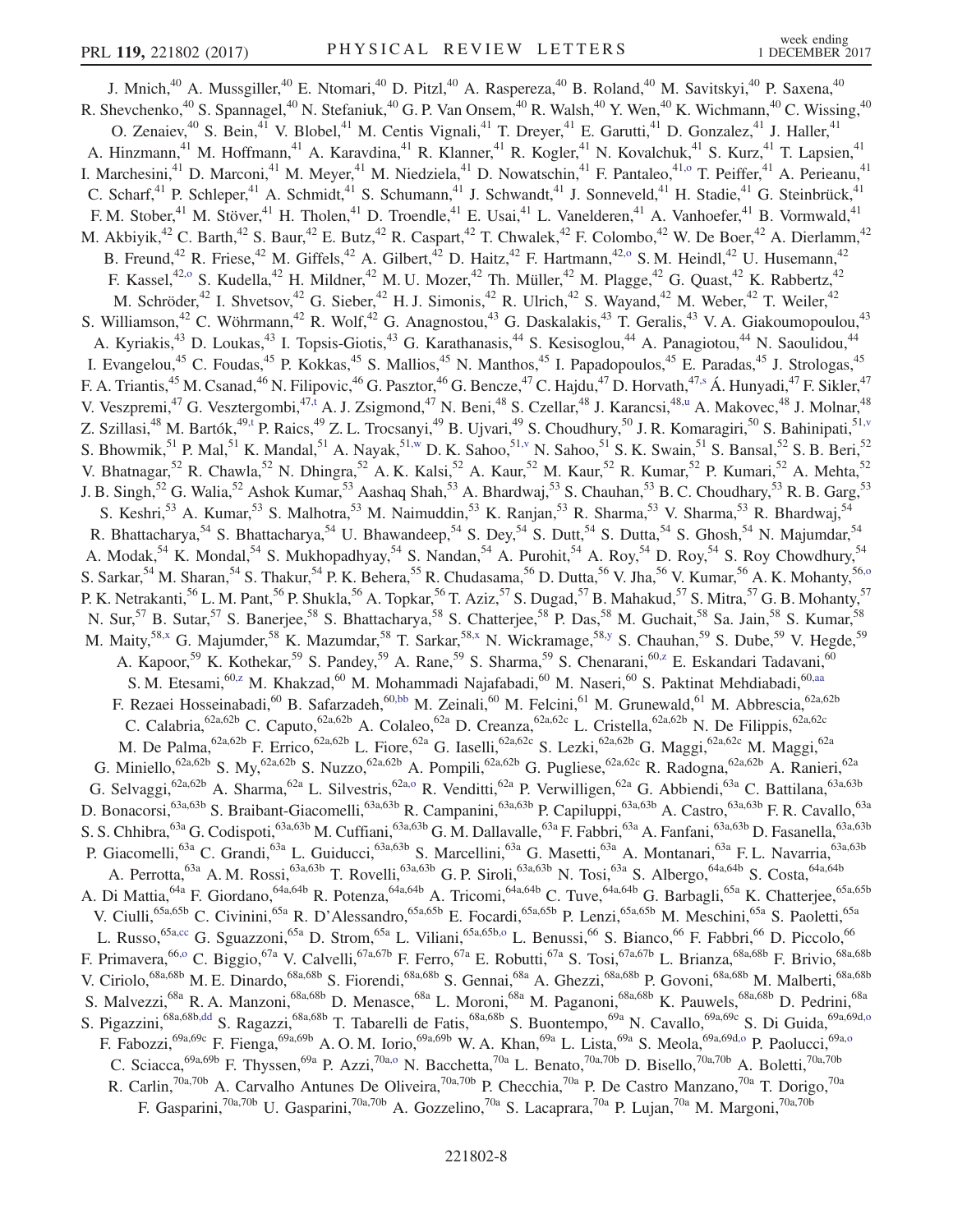J. Mnich,[40] A. Mussgiller,[40] E. Ntomari,[40] D. Pitzl,[40] A. Raspereza,[40] B. Roland,[40] M. Savitskyi,[40] P. Saxena,[40] R. Shevchenko,[40] S. Spannagel,[40] N. Stefaniuk,[40] G. P. Van Onsem,[40] R. Walsh,[40] Y. Wen,[40] K. Wichmann,[40] C. Wissing,[40] O. Zenaiev,[40] S. Bein,[41] V. Blobel,[41] M. Centis Vignali,[41] T. Dreyer,[41] E. Garutti,[41] D. Gonzalez,[41] J. Haller,[41] A. Hinzmann,[41] M. Hoffmann,[41] A. Karavdina,[41] R. Klanner,[41] R. Kogler,[41] N. Kovalchuk,[41] S. Kurz,[41] T. Lapsien,[41] I. Marchesini,[41] D. Marconi,[41] M. Meyer,[41] M. Niedziela,[41] D. Nowatschin,[41] F. Pantaleo,[41,o] T. Peiffer,[41] A. Perieanu,[41] C. Scharf,[41] P. Schleper,[41] A. Schmidt,[41] S. Schumann,[41] J. Schwandt,[41] J. Sonneveld,[41] H. Stadie,[41] G. Steinbrück,[41] F. M. Stober,[41] M. Stöver,[41] H. Tholen,[41] D. Troendle,[41] E. Usai,[41] L. Vanelderen,[41] A. Vanhoefer,[41] B. Vormwald,[41] M. Akbiyik,[42] C. Barth,[42] S. Baur,[42] E. Butz,[42] R. Caspart,[42] T. Chwalek,[42] F. Colombo,[42] W. De Boer,[42] A. Dierlamm,[42] B. Freund,[42] R. Friese,[42] M. Giffels,[42] A. Gilbert,[42] D. Haitz,[42] F. Hartmann,[42,o] S. M. Heindl,[42] U. Husemann,[42] F. Kassel,[42,o] S. Kudella,[42] H. Mildner,[42] M. U. Mozer,[42] Th. Müller,[42] M. Plagge,[42] G. Quast,[42] K. Rabbertz,[42] M. Schröder,[42] I. Shvetsov,[42] G. Sieber,[42] H. J. Simonis,[42] R. Ulrich,[42] S. Wayand,[42] M. Weber,[42] T. Weiler,[42] S. Williamson,[42] C. Wöhrmann,[42] R. Wolf,[42] G. Anagnostou,[43] G. Daskalakis,[43] T. Geralis,[43] V. A. Giakoumopoulou,[43] A. Kyriakis,[43] D. Loukas,[43] I. Topsis-Giotis,[43] G. Karathanasis,[44] S. Kesisoglou,[44] A. Panagiotou,[44] N. Saoulidou,[44] I. Evangelou,[45] C. Foudas,[45] P. Kokkas,[45] S. Mallios,[45] N. Manthos,[45] I. Papadopoulos,[45] E. Paradas,[45] J. Strologas,[45] F. A. Triantis,[45] M. Csanad,[46] N. Filipovic,[46] G. Pasztor,[46] G. Bencze,[47] C. Hajdu,[47] D. Horvath,[47,s] Á. Hunyadi,[47] F. Sikler,[47] V. Veszpremi,[47] G. Vesztergombi,[47,t] A. J. Zsigmond,[47] N. Beni,[48] S. Czellar,[48] J. Karancsi,[48,u] A. Makovec,[48] J. Molnar,[48] Z. Szillasi,[48] M. Bartók,[49,t] P. Raics,[49] Z. L. Trocsanyi,[49] B. Ujvari,[49] S. Choudhury,[50] J. R. Komaragiri,[50] S. Bahinipati,[51,v] S. Bhowmik,[51] P. Mal,[51] K. Mandal,[51] A. Nayak,[51,w] D. K. Sahoo,[51,v] N. Sahoo,[51] S. K. Swain,[51] S. Bansal,[52] S. B. Beri,[52] V. Bhatnagar,[52] R. Chawla,[52] N. Dhingra,[52] A. K. Kalsi,[52] A. Kaur,[52] M. Kaur,[52] R. Kumar,[52] P. Kumari,[52] A. Mehta,[52] J. B. Singh,[52] G. Walia,[52] Ashok Kumar,[53] Aashaq Shah,[53] A. Bhardwaj,[53] S. Chauhan,[53] B. C. Choudhary,[53] R. B. Garg,[53] S. Keshri,[53] A. Kumar,[53] S. Malhotra,[53] M. Naimuddin,[53] K. Ranjan,[53] R. Sharma,[53] V. Sharma,[53] R. Bhardwaj,[54] R. Bhattacharya,[54] S. Bhattacharya,[54] U. Bhawandeep,[54] S. Dey,[54] S. Dutt,[54] S. Dutta,[54] S. Ghosh,[54] N. Majumdar,[54] A. Modak,[54] K. Mondal,[54] S. Mukhopadhyay,[54] S. Nandan,[54] A. Purohit,[54] A. Roy,[54] D. Roy,[54] S. Roy Chowdhury,[54] S. Sarkar,[54] M. Sharan,[54] S. Thakur,[54] P. K. Behera,[55] R. Chudasama,[56] D. Dutta,[56] V. Jha,[56] V. Kumar,[56] A. K. Mohanty,[56,o] P. K. Netrakanti,[56] L. M. Pant,[56] P. Shukla,[56] A. Topkar,[56] T. Aziz,[57] S. Dugad,[57] B. Mahakud,[57] S. Mitra,[57] G. B. Mohanty,[57] N. Sur,[57] B. Sutar,[57] S. Banerjee,[58] S. Bhattacharya,[58] S. Chatterjee,[58] P. Das,[58] M. Guchait,[58] Sa. Jain,[58] S. Kumar,[58] M. Maity,[58,x] G. Majumder,[58] K. Mazumdar,[58] T. Sarkar,[58,x] N. Wickramage,[58,y] S. Chauhan,[59] S. Dube,[59] V. Hegde,[59] A. Kapoor,[59] K. Kothekar,[59] S. Pandey,[59] A. Rane,[59] S. Sharma,[59] S. Chenarani,[60,z] E. Eskandari Tadavani,[60] S. M. Etesami,[60,z] M. Khakzad,[60] M. Mohammadi Najafabadi,[60] M. Naseri,[60] S. Paktinat Mehdiabadi,[60,aa] F. Rezaei Hosseinabadi,[60] B. Safarzadeh,[60,bb] M. Zeinali,[60] M. Felcini,[61] M. Grunewald,[61] M. Abbrescia,[62a,62b] C. Calabria,[62a,62b] C. Caputo,[62a,62b] A. Colaleo,[62a] D. Creanza,[62a,62c] L. Cristella,[62a,62b] N. De Filippis,[62a,62c] M. De Palma,[62a,62b] F. Errico,[62a,62b] L. Fiore,[62a] G. Iaselli,[62a,62c] S. Lezki,[62a,62b] G. Maggi,[62a,62c] M. Maggi,[62a] G. Miniello,[62a,62b] S. My,[62a,62b] S. Nuzzo,[62a,62b] A. Pompili,[62a,62b] G. Pugliese,[62a,62c] R. Radogna,[62a,62b] A. Ranieri,[62a] G. Selvaggi,[62a,62b] A. Sharma,[62a] L. Silvestris,[62a,o] R. Venditti,[62a] P. Verwilligen,[62a] G. Abbiendi,[63a] C. Battilana,[63a,63b] D. Bonacorsi,[63a,63b] S. Braibant-Giacomelli,[63a,63b] R. Campanini,[63a,63b] P. Capiluppi,[63a,63b] A. Castro,[63a,63b] F. R. Cavallo,[63a] S. S. Chhibra,[63a] G. Codispoti,[63a,63b] M. Cuffiani,[63a,63b] G. M. Dallavalle,[63a] F. Fabbri,[63a] A. Fanfani,[63a,63b] D. Fasanella,[63a,63b] P. Giacomelli,[63a] C. Grandi,[63a] L. Guiducci,[63a,63b] S. Marcellini,[63a] G. Masetti,[63a] A. Montanari,[63a] F. L. Navarria,[63a,63b] A. Perrotta,[63a] A. M. Rossi,[63a,63b] T. Rovelli,[63a,63b] G. P. Siroli,[63a,63b] N. Tosi,[63a] S. Albergo,[64a,64b] S. Costa,[64a,64b] A. Di Mattia,[64a] F. Giordano,[64a,64b] R. Potenza,[64a,64b] A. Tricomi,[64a,64b] C. Tuve,[64a,64b] G. Barbagli,[65a] K. Chatterjee,[65a,65b] V. Ciulli,[65a,65b] C. Civinini,[65a] R. D'Alessandro,[65a,65b] E. Focardi,[65a,65b] P. Lenzi,[65a,65b] M. Meschini,[65a] S. Paoletti,[65a] L. Russo,[65a,cc] G. Sguazzoni,[65a] D. Strom,[65a] L. Viliani,[65a,65b,o] L. Benussi,[66] S. Bianco,[66] F. Fabbri,[66] D. Piccolo,[66] F. Primavera,[66,o] C. Biggio,[67a] V. Calvelli,[67a,67b] F. Ferro,[67a] E. Robutti,[67a] S. Tosi,[67a,67b] L. Brianza,[68a,68b] F. Brivio,[68a,68b] V. Ciriolo,[68a,68b] M. E. Dinardo,[68a,68b] S. Fiorendi,[68a,68b] S. Gennai,[68a] A. Ghezzi,[68a,68b] P. Govoni,[68a,68b] M. Malberti,[68a,68b] S. Malvezzi,[68a] R. A. Manzoni,[68a,68b] D. Menasce,[68a] L. Moroni,[68a] M. Paganoni,[68a,68b] K. Pauwels,[68a,68b] D. Pedrini,[68a] S. Pigazzini,[68a,68b,dd] S. Ragazzi,[68a,68b] T. Tabarelli de Fatis,[68a,68b] S. Buontempo,[69a] N. Cavallo,[69a,69c] S. Di Guida,[69a,69d,o] F. Fabozzi,[69a,69c] F. Fienga,[69a,69b] A. O. M. Iorio,[69a,69b] W. A. Khan,[69a] L. Lista,[69a] S. Meola,[69a,69d,o] P. Paolucci,[69a,o] C. Sciacca,[69a,69b] F. Thyssen,[69a] P. Azzi,[70a,o] N. Bacchetta,[70a] L. Benato,[70a,70b] D. Bisello,[70a,70b] A. Boletti,[70a,70b] R. Carlin,[70a,70b] A. Carvalho Antunes De Oliveira,[70a,70b] P. Checchia,[70a] P. De Castro Manzano,[70a] T. Dorigo,[70a] F. Gasparini,[70a,70b] U. Gasparini,[70a,70b] A. Gozzelino,[70a] S. Lacaprara,[70a] P. Lujan,[70a] M. Margoni,[70a,70b]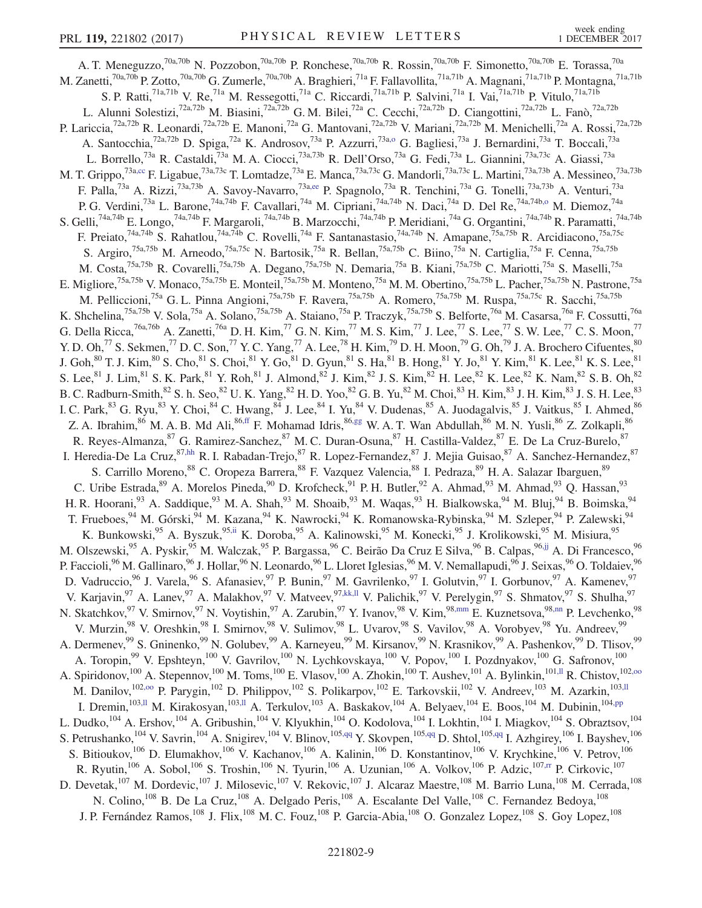A. T. Meneguzzo,[70a,70b] N. Pozzobon,[70a,70b] P. Ronchese,[70a,70b] R. Rossin,[70a,70b] F. Simonetto,[70a,70b] E. Torassa,[70a] M. Zanetti,[70a,70b] P. Zotto,[70a,70b] G. Zumerle,[70a,70b] A. Braghieri,[71a] F. Fallavollita,[71a,71b] A. Magnani,[71a,71b] P. Montagna,[71a,71b] S. P. Ratti,[71a,71b] V. Re,[71a] M. Ressegotti,[71a] C. Riccardi,[71a,71b] P. Salvini,[71a] I. Vai,[71a,71b] P. Vitulo,[71a,71b] L. Alunni Solestizi,[72a,72b] M. Biasini,[72a,72b] G. M. Bilei,[72a] C. Cecchi,[72a,72b] D. Ciangottini,[72a,72b] L. Fanò,[72a,72b] P. Lariccia,[72a,72b] R. Leonardi,[72a,72b] E. Manoni,[72a] G. Mantovani,[72a,72b] V. Mariani,[72a,72b] M. Menichelli,[72a] A. Rossi,[72a,72b] A. Santocchia,[72a,72b] D. Spiga,[72a] K. Androsov,[73a] P. Azzurri,[73a,o] G. Bagliesi,[73a] J. Bernardini,[73a] T. Boccali,[73a] L. Borrello,[73a] R. Castaldi,[73a] M. A. Ciocci,[73a,73b] R. Dell'Orso,[73a] G. Fedi,[73a] L. Giannini,[73a,73c] A. Giassi,[73a] M. T. Grippo,[73a,cc] F. Ligabue,[73a,73c] T. Lomtadze,[73a] E. Manca,[73a,73c] G. Mandorli,[73a,73c] L. Martini,[73a,73b] A. Messineo,[73a,73b] F. Palla,[73a] A. Rizzi,[73a,73b] A. Savoy-Navarro,[73a,ee] P. Spagnolo,[73a] R. Tenchini,[73a] G. Tonelli,[73a,73b] A. Venturi,[73a] P. G. Verdini,[73a] L. Barone,[74a,74b] F. Cavallari,[74a] M. Cipriani,[74a,74b] N. Daci,[74a] D. Del Re,[74a,74b,o] M. Diemoz,[74a] S. Gelli,[74a,74b] E. Longo,[74a,74b] F. Margaroli,[74a,74b] B. Marzocchi,[74a,74b] P. Meridiani,[74a] G. Organtini,[74a,74b] R. Paramatti,[74a,74b] F. Preiato,[74a,74b] S. Rahatlou,[74a,74b] C. Rovelli,[74a] F. Santanastasio,[74a,74b] N. Amapane,[75a,75b] R. Arcidiacono,[75a,75c] S. Argiro,[75a,75b] M. Arneodo,[75a,75c] N. Bartosik,[75a] R. Bellan,[75a,75b] C. Biino,[75a] N. Cartiglia,[75a] F. Cenna,[75a,75b] M. Costa,[75a,75b] R. Covarelli,[75a,75b] A. Degano,[75a,75b] N. Demaria,[75a] B. Kiani,[75a,75b] C. Mariotti,[75a] S. Maselli,[75a] E. Migliore,[75a,75b] V. Monaco,[75a,75b] E. Monteil,[75a,75b] M. Monteno,[75a] M. M. Obertino,[75a,75b] L. Pacher,[75a,75b] N. Pastrone,[75a] M. Pelliccioni,[75a] G. L. Pinna Angioni,[75a,75b] F. Ravera,[75a,75b] A. Romero,[75a,75b] M. Ruspa,[75a,75c] R. Sacchi,[75a,75b] K. Shchelina,[75a,75b] V. Sola,[75a] A. Solano,[75a,75b] A. Staiano,[75a] P. Traczyk,[75a,75b] S. Belforte,[76a] M. Casarsa,[76a] F. Cossutti,[76a] G. Della Ricca,[76a,76b] A. Zanetti,[76a] D. H. Kim,[77] G. N. Kim,[77] M. S. Kim,[77] J. Lee,[77] S. Lee,[77] S. W. Lee,[77] C. S. Moon,[77] Y. D. Oh,[77] S. Sekmen,[77] D. C. Son,[77] Y. C. Yang,[77] A. Lee,[78] H. Kim,[79] D. H. Moon,[79] G. Oh,[79] J. A. Brochero Cifuentes,[80] J. Goh,[80] T. J. Kim,[80] S. Cho,[81] S. Choi,[81] Y. Go,[81] D. Gyun,[81] S. Ha,[81] B. Hong,[81] Y. Jo,[81] Y. Kim,[81] K. Lee,[81] K. S. Lee,[81] S. Lee,[81] J. Lim,[81] S. K. Park,[81] Y. Roh,[81] J. Almond,[82] J. Kim,[82] J. S. Kim,[82] H. Lee,[82] K. Lee,[82] K. Nam,[82] S. B. Oh,[82] B. C. Radburn-Smith,[82] S. h. Seo,[82] U. K. Yang,[82] H. D. Yoo,[82] G. B. Yu,[82] M. Choi,[83] H. Kim,[83] J. H. Kim,[83] J. S. H. Lee,[83] I. C. Park,[83] G. Ryu,[83] Y. Choi,[84] C. Hwang,[84] J. Lee,[84] I. Yu,[84] V. Dudenas,[85] A. Juodagalvis,[85] J. Vaitkus,[85] I. Ahmed,[86] Z. A. Ibrahim,[86] M. A. B. Md Ali,[86,ff] F. Mohamad Idris,[86,gg] W. A. T. Wan Abdullah,[86] M. N. Yusli,[86] Z. Zolkapli,[86] R. Reyes-Almanza,[87] G. Ramirez-Sanchez,[87] M. C. Duran-Osuna,[87] H. Castilla-Valdez,[87] E. De La Cruz-Burelo,[87] I. Heredia-De La Cruz,[87,hh] R. I. Rabadan-Trejo,[87] R. Lopez-Fernandez,[87] J. Mejia Guisao,[87] A. Sanchez-Hernandez,[87] S. Carrillo Moreno,[88] C. Oropeza Barrera,[88] F. Vazquez Valencia,[88] I. Pedraza,[89] H. A. Salazar Ibarguen,[89] C. Uribe Estrada,[89] A. Morelos Pineda,[90] D. Krofcheck,[91] P. H. Butler,[92] A. Ahmad,[93] M. Ahmad,[93] Q. Hassan,[93] H. R. Hoorani,[93] A. Saddique,[93] M. A. Shah,[93] M. Shoaib,[93] M. Waqas,[93] H. Bialkowska,[94] M. Bluj,[94] B. Boimska,[94] T. Frueboes,[94] M. Górski,[94] M. Kazana,[94] K. Nawrocki,[94] K. Romanowska-Rybinska,[94] M. Szleper,[94] P. Zalewski,[94] K. Bunkowski,[95] A. Byszuk,[95,ii] K. Doroba,[95] A. Kalinowski,[95] M. Konecki,[95] J. Krolikowski,[95] M. Misiura,[95] M. Olszewski,[95] A. Pyskir,[95] M. Walczak,[95] P. Bargassa,[96] C. Beirão Da Cruz E Silva,[96] B. Calpas,[96,jj] A. Di Francesco,[96] P. Faccioli,[96] M. Gallinaro,[96] J. Hollar,[96] N. Leonardo,[96] L. Lloret Iglesias,[96] M. V. Nemallapudi,[96] J. Seixas,[96] O. Toldaiev,[96] D. Vadruccio,[96] J. Varela,[96] S. Afanasiev,[97] P. Bunin,[97] M. Gavrilenko,[97] I. Golutvin,[97] I. Gorbunov,[97] A. Kamenev,[97] V. Karjavin,[97] A. Lanev,[97] A. Malakhov,[97] V. Matveev,[97,kk,ll] V. Palichik,[97] V. Perelygin,[97] S. Shmatov,[97] S. Shulha,[97] N. Skatchkov,[97] V. Smirnov,[97] N. Voytishin,[97] A. Zarubin,[97] Y. Ivanov,[98] V. Kim,[98,mm] E. Kuznetsova,[98,nn] P. Levchenko,[98] V. Murzin,[98] V. Oreshkin,[98] I. Smirnov,[98] V. Sulimov,[98] L. Uvarov,[98] S. Vavilov,[98] A. Vorobyev,[98] Yu. Andreev,[99] A. Dermenev,[99] S. Gninenko,[99] N. Golubev,[99] A. Karneyeu,[99] M. Kirsanov,[99] N. Krasnikov,[99] A. Pashenkov,[99] D. Tlisov,[99] A. Toropin,[99] V. Epshteyn,[100] V. Gavrilov,[100] N. Lychkovskaya,[100] V. Popov,[100] I. Pozdnyakov,[100] G. Safronov,[100] A. Spiridonov,[100] A. Stepennov,[100] M. Toms,[100] E. Vlasov,[100] A. Zhokin,[100] T. Aushev,[101] A. Bylinkin,[101,ll] R. Chistov,[102,oo] M. Danilov,[102,oo] P. Parygin,[102] D. Philippov,[102] S. Polikarpov,[102] E. Tarkovskii,[102] V. Andreev,[103] M. Azarkin,[103,ll] I. Dremin,[103,ll] M. Kirakosyan,[103,ll] A. Terkulov,[103] A. Baskakov,[104] A. Belyaev,[104] E. Boos,[104] M. Dubinin,[104,pp] L. Dudko,[104] A. Ershov,[104] A. Gribushin,[104] V. Klyukhin,[104] O. Kodolova,[104] I. Lokhtin,[104] I. Miagkov,[104] S. Obraztsov,[104] S. Petrushanko,[104] V. Savrin,[104] A. Snigirev,[104] V. Blinov,[105,qq] Y. Skovpen,[105,qq] D. Shtol,[105,qq] I. Azhgirey,[106] I. Bayshev,[106] S. Bitioukov,[106] D. Elumakhov,[106] V. Kachanov,[106] A. Kalinin,[106] D. Konstantinov,[106] V. Krychkine,[106] V. Petrov,[106] R. Ryutin,[106] A. Sobol,[106] S. Troshin,[106] N. Tyurin,[106] A. Uzunian,[106] A. Volkov,[106] P. Adzic,[107,rr] P. Cirkovic,[107] D. Devetak,[107] M. Dordevic,[107] J. Milosevic,[107] V. Rekovic,[107] J. Alcaraz Maestre,[108] M. Barrio Luna,[108] M. Cerrada,[108] N. Colino,[108] B. De La Cruz,[108] A. Delgado Peris,[108] A. Escalante Del Valle,[108] C. Fernandez Bedoya,[108] J. P. Fernández Ramos,[108] J. Flix,[108] M. C. Fouz,[108] P. Garcia-Abia,[108] O. Gonzalez Lopez,[108] S. Goy Lopez,[108]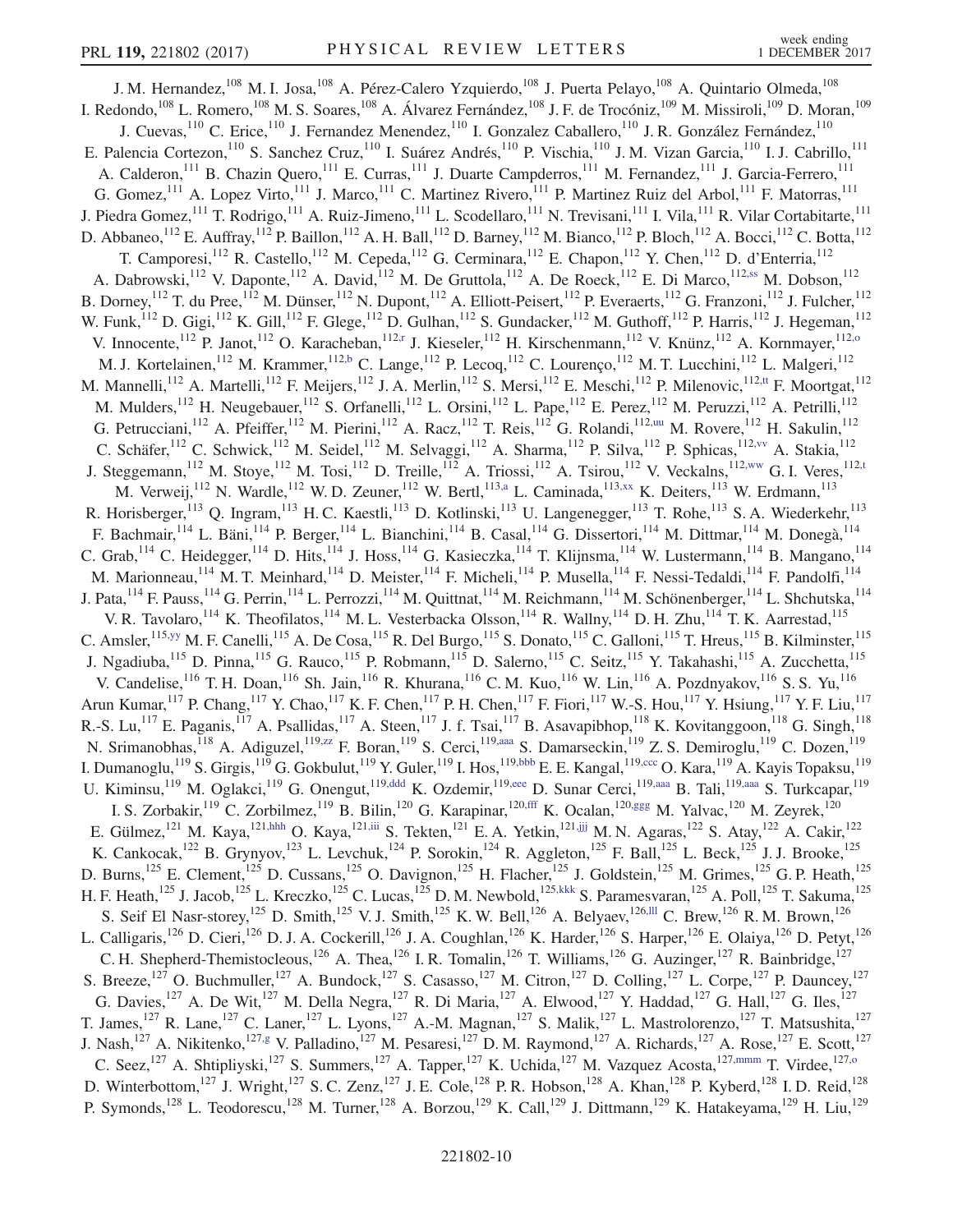J. M. Hernandez,[108] M. I. Josa,[108] A. Pérez-Calero Yzquierdo,[108] J. Puerta Pelayo,[108] A. Quintario Olmeda,[108] I. Redondo,[108] L. Romero,[108] M. S. Soares,[108] A. Álvarez Fernández,[108] J. F. de Trocóniz,[109] M. Missiroli,[109] D. Moran,[109] J. Cuevas,[110] C. Erice,[110] J. Fernandez Menendez,[110] I. Gonzalez Caballero,[110] J. R. González Fernández,[110] E. Palencia Cortezon,[110] S. Sanchez Cruz,[110] I. Suárez Andrés,[110] P. Vischia,[110] J. M. Vizan Garcia,[110] I. J. Cabrillo,[111] A. Calderon,[111] B. Chazin Quero,[111] E. Curras,[111] J. Duarte Campderros,[111] M. Fernandez,[111] J. Garcia-Ferrero,[111] G. Gomez,[111] A. Lopez Virto,[111] J. Marco,[111] C. Martinez Rivero,[111] P. Martinez Ruiz del Arbol,[111] F. Matorras,[111] J. Piedra Gomez,[111] T. Rodrigo,[111] A. Ruiz-Jimeno,[111] L. Scodellaro,[111] N. Trevisani,[111] I. Vila,[111] R. Vilar Cortabitarte,[111] D. Abbaneo,[112] E. Auffray,[112] P. Baillon,[112] A. H. Ball,[112] D. Barney,[112] M. Bianco,[112] P. Bloch,[112] A. Bocci,[112] C. Botta,[112] T. Camporesi,[112] R. Castello,[112] M. Cepeda,[112] G. Cerminara,[112] E. Chapon,[112] Y. Chen,[112] D. d'Enterria,[112] A. Dabrowski,[112] V. Daponte,[112] A. David,[112] M. De Gruttola,[112] A. De Roeck,[112] E. Di Marco,[112,ss] M. Dobson,[112] B. Dorney,[112] T. du Pree,[112] M. Dünser,[112] N. Dupont,[112] A. Elliott-Peisert,[112] P. Everaerts,[112] G. Franzoni,[112] J. Fulcher,[112] W. Funk,[112] D. Gigi,[112] K. Gill,[112] F. Glege,[112] D. Gulhan,[112] S. Gundacker,[112] M. Guthoff,[112] P. Harris,[112] J. Hegeman,[112] V. Innocente,[112] P. Janot,[112] O. Karacheban,[112,r] J. Kieseler,[112] H. Kirschenmann,[112] V. Knünz,[112] A. Kornmayer,[112,o] M. J. Kortelainen,[112] M. Krammer,[112,b] C. Lange,[112] P. Lecoq,[112] C. Lourenço,[112] M. T. Lucchini,[112] L. Malgeri,[112] M. Mannelli,[112] A. Martelli,[112] F. Meijers,[112] J. A. Merlin,[112] S. Mersi,[112] E. Meschi,[112] P. Milenovic,[112,tt] F. Moortgat,[112] M. Mulders,[112] H. Neugebauer,[112] S. Orfanelli,[112] L. Orsini,[112] L. Pape,[112] E. Perez,[112] M. Peruzzi,[112] A. Petrilli,[112] G. Petrucciani,[112] A. Pfeiffer,[112] M. Pierini,[112] A. Racz,[112] T. Reis,[112] G. Rolandi,[112,uu] M. Rovere,[112] H. Sakulin,[112] C. Schäfer,[112] C. Schwick,[112] M. Seidel,[112] M. Selvaggi,[112] A. Sharma,[112] P. Silva,[112] P. Sphicas,[112,vv] A. Stakia,[112] J. Steggemann,[112] M. Stoye,[112] M. Tosi,[112] D. Treille,[112] A. Triossi,[112] A. Tsirou,[112] V. Veckalns,[112,ww] G. I. Veres,[112,t] M. Verweij,[112] N. Wardle,[112] W. D. Zeuner,[112] W. Bertl,[113,a] L. Caminada,[113,xx] K. Deiters,[113] W. Erdmann,[113] R. Horisberger,[113] Q. Ingram,[113] H. C. Kaestli,[113] D. Kotlinski,[113] U. Langenegger,[113] T. Rohe,[113] S. A. Wiederkehr,[113] F. Bachmair,[114] L. Bäni,[114] P. Berger,[114] L. Bianchini,[114] B. Casal,[114] G. Dissertori,[114] M. Dittmar,[114] M. Donegà,[114] C. Grab,[114] C. Heidegger,[114] D. Hits,[114] J. Hoss,[114] G. Kasieczka,[114] T. Klijnsma,[114] W. Lustermann,[114] B. Mangano,[114] M. Marionneau,[114] M. T. Meinhard,[114] D. Meister,[114] F. Micheli,[114] P. Musella,[114] F. Nessi-Tedaldi,[114] F. Pandolfi,[114] J. Pata,[114] F. Pauss,[114] G. Perrin,[114] L. Perrozzi,[114] M. Quittnat,[114] M. Reichmann,[114] M. Schönenberger,[114] L. Shchutska,[114] V. R. Tavolaro,[114] K. Theofilatos,[114] M. L. Vesterbacka Olsson,[114] R. Wallny,[114] D. H. Zhu,[114] T. K. Aarrestad,[115] C. Amsler,[115,yy] M. F. Canelli,[115] A. De Cosa,[115] R. Del Burgo,[115] S. Donato,[115] C. Galloni,[115] T. Hreus,[115] B. Kilminster,[115] J. Ngadiuba,[115] D. Pinna,[115] G. Rauco,[115] P. Robmann,[115] D. Salerno,[115] C. Seitz,[115] Y. Takahashi,[115] A. Zucchetta,[115] V. Candelise,[116] T. H. Doan,[116] Sh. Jain,[116] R. Khurana,[116] C. M. Kuo,[116] W. Lin,[116] A. Pozdnyakov,[116] S. S. Yu,[116] Arun Kumar,[117] P. Chang,[117] Y. Chao,[117] K. F. Chen,[117] P. H. Chen,[117] F. Fiori,[117] W.-S. Hou,[117] Y. Hsiung,[117] Y. F. Liu,[117] R.-S. Lu,[117] E. Paganis,[117] A. Psallidas,[117] A. Steen,[117] J. f. Tsai,[117] B. Asavapibhop,[118] K. Kovitanggoon,[118] G. Singh,[118] N. Srimanobhas,[118] A. Adiguzel,[119,zz] F. Boran,[119] S. Cerci,[119,aaa] S. Damarseckin,[119] Z. S. Demiroglu,[119] C. Dozen,[119] I. Dumanoglu,[119] S. Girgis,[119] G. Gokbulut,[119] Y. Guler,[119] I. Hos,[119,bbb] E. E. Kangal,[119,ccc] O. Kara,[119] A. Kayis Topaksu,[119] U. Kiminsu,[119] M. Oglakci,[119] G. Onengut,[119,ddd] K. Ozdemir,[119,eee] D. Sunar Cerci,[119,aaa] B. Tali,[119,aaa] S. Turkcapar,[119] I. S. Zorbakir,[119] C. Zorbilmez,[119] B. Bilin,[120] G. Karapinar,[120,fff] K. Ocalan,[120,ggg] M. Yalvac,[120] M. Zeyrek,[120] E. Gülmez,[121] M. Kaya,[121,hhh] O. Kaya,[121,iii] S. Tekten,[121] E. A. Yetkin,[121,jjj] M. N. Agaras,[122] S. Atay,[122] A. Cakir,[122] K. Cankocak,[122] B. Grynyov,[123] L. Levchuk,[124] P. Sorokin,[124] R. Aggleton,[125] F. Ball,[125] L. Beck,[125] J. J. Brooke,[125] D. Burns,[125] E. Clement,[125] D. Cussans,[125] O. Davignon,[125] H. Flacher,[125] J. Goldstein,[125] M. Grimes,[125] G. P. Heath,[125] H. F. Heath,[125] J. Jacob,[125] L. Kreczko,[125] C. Lucas,[125] D. M. Newbold,[125,kkk] S. Paramesvaran,[125] A. Poll,[125] T. Sakuma,[125] S. Seif El Nasr-storey,[125] D. Smith,[125] V. J. Smith,[125] K. W. Bell,[126] A. Belyaev,[126,lll] C. Brew,[126] R. M. Brown,[126] L. Calligaris,[126] D. Cieri,[126] D. J. A. Cockerill,[126] J. A. Coughlan,[126] K. Harder,[126] S. Harper,[126] E. Olaiya,[126] D. Petyt,[126] C. H. Shepherd-Themistocleous,[126] A. Thea,[126] I. R. Tomalin,[126] T. Williams,[126] G. Auzinger,[127] R. Bainbridge,[127] S. Breeze,[127] O. Buchmuller,[127] A. Bundock,[127] S. Casasso,[127] M. Citron,[127] D. Colling,[127] L. Corpe,[127] P. Dauncey,[127] G. Davies,[127] A. De Wit,[127] M. Della Negra,[127] R. Di Maria,[127] A. Elwood,[127] Y. Haddad,[127] G. Hall,[127] G. Iles,[127] T. James,[127] R. Lane,[127] C. Laner,[127] L. Lyons,[127] A.-M. Magnan,[127] S. Malik,[127] L. Mastrolorenzo,[127] T. Matsushita,[127] J. Nash,[127] A. Nikitenko,[127,g] V. Palladino,[127] M. Pesaresi,[127] D. M. Raymond,[127] A. Richards,[127] A. Rose,[127] E. Scott,[127] C. Seez,[127] A. Shtipliyski,[127] S. Summers,[127] A. Tapper,[127] K. Uchida,[127] M. Vazquez Acosta,[127,mmm] T. Virdee,[127,o] D. Winterbottom,[127] J. Wright,[127] S. C. Zenz,[127] J. E. Cole,[128] P. R. Hobson,[128] A. Khan,[128] P. Kyberd,[128] I. D. Reid,[128] P. Symonds,[128] L. Teodorescu,[128] M. Turner,[128] A. Borzou,[129] K. Call,[129] J. Dittmann,[129] K. Hatakeyama,[129] H. Liu,[129]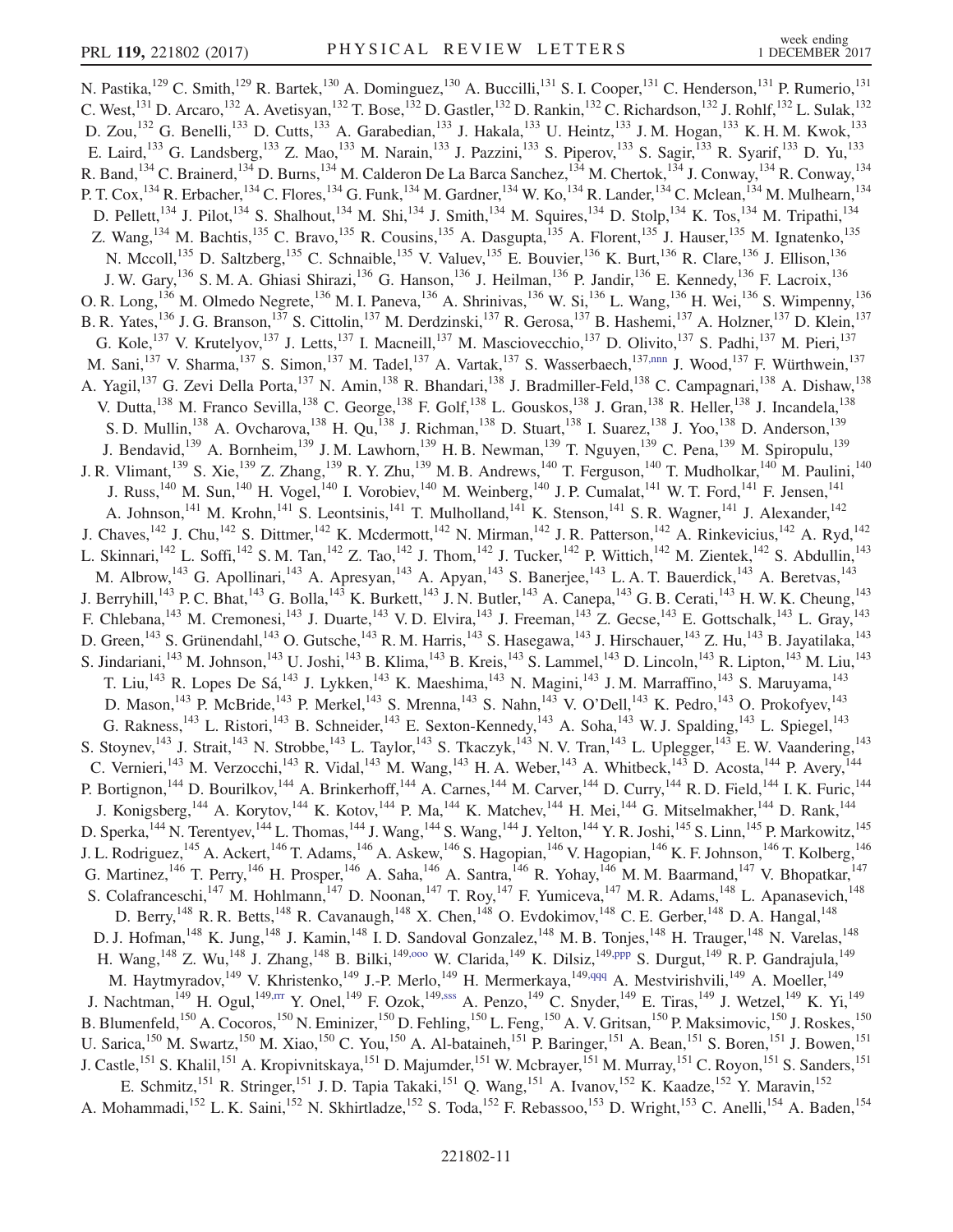N. Pastika,[129] C. Smith,[129] R. Bartek,[130] A. Dominguez,[130] A. Buccilli,[131] S. I. Cooper,[131] C. Henderson,[131] P. Rumerio,[131] C. West,[131] D. Arcaro,[132] A. Avetisyan,[132] T. Bose,[132] D. Gastler,[132] D. Rankin,[132] C. Richardson,[132] J. Rohlf,[132] L. Sulak,[132] D. Zou,[132] G. Benelli,[133] D. Cutts,[133] A. Garabedian,[133] J. Hakala,[133] U. Heintz,[133] J. M. Hogan,[133] K. H. M. Kwok,[133] E. Laird,[133] G. Landsberg,[133] Z. Mao,[133] M. Narain,[133] J. Pazzini,[133] S. Piperov,[133] S. Sagir,[133] R. Syarif,[133] D. Yu,[133] R. Band,[134] C. Brainerd,[134] D. Burns,[134] M. Calderon De La Barca Sanchez,[134] M. Chertok,[134] J. Conway,[134] R. Conway,[134] P. T. Cox,[134] R. Erbacher,[134] C. Flores,[134] G. Funk,[134] M. Gardner,[134] W. Ko,[134] R. Lander,[134] C. Mclean,[134] M. Mulhearn,[134] D. Pellett,[134] J. Pilot,[134] S. Shalhout,[134] M. Shi,[134] J. Smith,[134] M. Squires,[134] D. Stolp,[134] K. Tos,[134] M. Tripathi,[134] Z. Wang,[134] M. Bachtis,[135] C. Bravo,[135] R. Cousins,[135] A. Dasgupta,[135] A. Florent,[135] J. Hauser,[135] M. Ignatenko,[135] N. Mccoll,[135] D. Saltzberg,[135] C. Schnaible,[135] V. Valuev,[135] E. Bouvier,[136] K. Burt,[136] R. Clare,[136] J. Ellison,[136] J. W. Gary,[136] S. M. A. Ghiasi Shirazi,[136] G. Hanson,[136] J. Heilman,[136] P. Jandir,[136] E. Kennedy,[136] F. Lacroix,[136] O. R. Long,[136] M. Olmedo Negrete,[136] M. I. Paneva,[136] A. Shrinivas,[136] W. Si,[136] L. Wang,[136] H. Wei,[136] S. Wimpenny,[136] B. R. Yates,[136] J. G. Branson,[137] S. Cittolin,[137] M. Derdzinski,[137] R. Gerosa,[137] B. Hashemi,[137] A. Holzner,[137] D. Klein,[137] G. Kole,[137] V. Krutelyov,[137] J. Letts,[137] I. Macneill,[137] M. Masciovecchio,[137] D. Olivito,[137] S. Padhi,[137] M. Pieri,[137] M. Sani,[137] V. Sharma,[137] S. Simon,[137] M. Tadel,[137] A. Vartak,[137] S. Wasserbaech,[137,nnn] J. Wood,[137] F. Würthwein,[137] A. Yagil,[137] G. Zevi Della Porta,[137] N. Amin,[138] R. Bhandari,[138] J. Bradmiller-Feld,[138] C. Campagnari,[138] A. Dishaw,[138] V. Dutta,[138] M. Franco Sevilla,[138] C. George,[138] F. Golf,[138] L. Gouskos,[138] J. Gran,[138] R. Heller,[138] J. Incandela,[138] S. D. Mullin,[138] A. Ovcharova,[138] H. Qu,[138] J. Richman,[138] D. Stuart,[138] I. Suarez,[138] J. Yoo,[138] D. Anderson,[139] J. Bendavid,[139] A. Bornheim,[139] J. M. Lawhorn,[139] H. B. Newman,[139] T. Nguyen,[139] C. Pena,[139] M. Spiropulu,[139] J. R. Vlimant,[139] S. Xie,[139] Z. Zhang,[139] R. Y. Zhu,[139] M. B. Andrews,[140] T. Ferguson,[140] T. Mudholkar,[140] M. Paulini,[140] J. Russ,[140] M. Sun,[140] H. Vogel,[140] I. Vorobiev,[140] M. Weinberg,[140] J. P. Cumalat,[141] W. T. Ford,[141] F. Jensen,[141] A. Johnson,[141] M. Krohn,[141] S. Leontsinis,[141] T. Mulholland,[141] K. Stenson,[141] S. R. Wagner,[141] J. Alexander,[142] J. Chaves,[142] J. Chu,[142] S. Dittmer,[142] K. Mcdermott,[142] N. Mirman,[142] J. R. Patterson,[142] A. Rinkevicius,[142] A. Ryd,[142] L. Skinnari,[142] L. Soffi,[142] S. M. Tan,[142] Z. Tao,[142] J. Thom,[142] J. Tucker,[142] P. Wittich,[142] M. Zientek,[142] S. Abdullin,[143] M. Albrow,[143] G. Apollinari,[143] A. Apresyan,[143] A. Apyan,[143] S. Banerjee,[143] L. A. T. Bauerdick,[143] A. Beretvas,[143] J. Berryhill,[143] P. C. Bhat,[143] G. Bolla,[143] K. Burkett,[143] J. N. Butler,[143] A. Canepa,[143] G. B. Cerati,[143] H. W. K. Cheung,[143] F. Chlebana,[143] M. Cremonesi,[143] J. Duarte,[143] V. D. Elvira,[143] J. Freeman,[143] Z. Gecse,[143] E. Gottschalk,[143] L. Gray,[143] D. Green,[143] S. Grünendahl,[143] O. Gutsche,[143] R. M. Harris,[143] S. Hasegawa,[143] J. Hirschauer,[143] Z. Hu,[143] B. Jayatilaka,[143] S. Jindariani,[143] M. Johnson,[143] U. Joshi,[143] B. Klima,[143] B. Kreis,[143] S. Lammel,[143] D. Lincoln,[143] R. Lipton,[143] M. Liu,[143] T. Liu,[143] R. Lopes De Sá,[143] J. Lykken,[143] K. Maeshima,[143] N. Magini,[143] J. M. Marraffino,[143] S. Maruyama,[143] D. Mason,[143] P. McBride,[143] P. Merkel,[143] S. Mrenna,[143] S. Nahn,[143] V. O'Dell,[143] K. Pedro,[143] O. Prokofyev,[143] G. Rakness,[143] L. Ristori,[143] B. Schneider,[143] E. Sexton-Kennedy,[143] A. Soha,[143] W. J. Spalding,[143] L. Spiegel,[143] S. Stoynev,[143] J. Strait,[143] N. Strobbe,[143] L. Taylor,[143] S. Tkaczyk,[143] N. V. Tran,[143] L. Uplegger,[143] E. W. Vaandering,[143] C. Vernieri,[143] M. Verzocchi,[143] R. Vidal,[143] M. Wang,[143] H. A. Weber,[143] A. Whitbeck,[143] D. Acosta,[144] P. Avery,[144] P. Bortignon,[144] D. Bourilkov,[144] A. Brinkerhoff,[144] A. Carnes,[144] M. Carver,[144] D. Curry,[144] R. D. Field,[144] I. K. Furic,[144] J. Konigsberg,[144] A. Korytov,[144] K. Kotov,[144] P. Ma,[144] K. Matchev,[144] H. Mei,[144] G. Mitselmakher,[144] D. Rank,[144] D. Sperka,[144] N. Terentyev,[144] L. Thomas,[144] J. Wang,[144] S. Wang,[144] J. Yelton,[144] Y. R. Joshi,[145] S. Linn,[145] P. Markowitz,[145] J. L. Rodriguez,[145] A. Ackert,[146] T. Adams,[146] A. Askew,[146] S. Hagopian,[146] V. Hagopian,[146] K. F. Johnson,[146] T. Kolberg,[146] G. Martinez,[146] T. Perry,[146] H. Prosper,[146] A. Saha,[146] A. Santra,[146] R. Yohay,[146] M. M. Baarmand,[147] V. Bhopatkar,[147] S. Colafranceschi,[147] M. Hohlmann,[147] D. Noonan,[147] T. Roy,[147] F. Yumiceva,[147] M. R. Adams,[148] L. Apanasevich,[148] D. Berry,[148] R. R. Betts,[148] R. Cavanaugh,[148] X. Chen,[148] O. Evdokimov,[148] C. E. Gerber,[148] D. A. Hangal,[148] D. J. Hofman,[148] K. Jung,[148] J. Kamin,[148] I. D. Sandoval Gonzalez,[148] M. B. Tonjes,[148] H. Trauger,[148] N. Varelas,[148] H. Wang,[148] Z. Wu,[148] J. Zhang,[148] B. Bilki,[149,ooo] W. Clarida,[149] K. Dilsiz,[149,ppp] S. Durgut,[149] R. P. Gandrajula,[149] M. Haytmyradov,[149] V. Khristenko,[149] J.-P. Merlo,[149] H. Mermerkaya,[149,qqq] A. Mestvirishvili,[149] A. Moeller,[149] J. Nachtman,[149] H. Ogul,[149,rrr] Y. Onel,[149] F. Ozok,[149,sss] A. Penzo,[149] C. Snyder,[149] E. Tiras,[149] J. Wetzel,[149] K. Yi,[149] B. Blumenfeld,[150] A. Cocoros,[150] N. Eminizer,[150] D. Fehling,[150] L. Feng,[150] A. V. Gritsan,[150] P. Maksimovic,[150] J. Roskes,[150] U. Sarica,[150] M. Swartz,[150] M. Xiao,[150] C. You,[150] A. Al-bataineh,[151] P. Baringer,[151] A. Bean,[151] S. Boren,[151] J. Bowen,[151] J. Castle,[151] S. Khalil,[151] A. Kropivnitskaya,[151] D. Majumder,[151] W. Mcbrayer,[151] M. Murray,[151] C. Royon,[151] S. Sanders,[151] E. Schmitz,[151] R. Stringer,[151] J. D. Tapia Takaki,[151] Q. Wang,[151] A. Ivanov,[152] K. Kaadze,[152] Y. Maravin,[152] A. Mohammadi,[152] L. K. Saini,[152] N. Skhirtladze,[152] S. Toda,[152] F. Rebassoo,[153] D. Wright,[153] C. Anelli,[154] A. Baden,[154]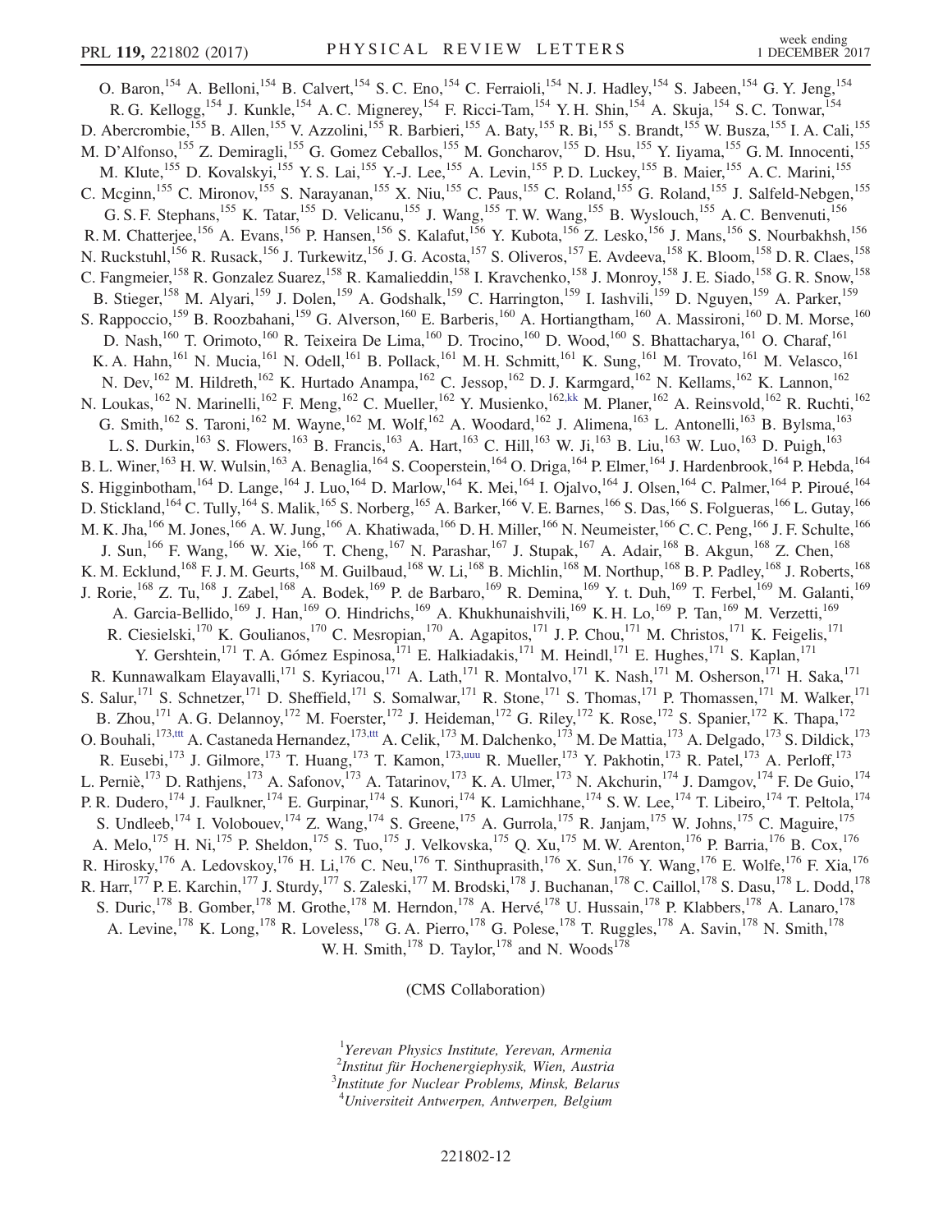O. Baron,[154] A. Belloni,[154] B. Calvert,[154] S. C. Eno,[154] C. Ferraioli,[154] N. J. Hadley,[154] S. Jabeen,[154] G. Y. Jeng,[154] R. G. Kellogg,[154] J. Kunkle,[154] A. C. Mignerey,[154] F. Ricci-Tam,[154] Y. H. Shin,[154] A. Skuja,[154] S. C. Tonwar,[154] D. Abercrombie,[155] B. Allen,[155] V. Azzolini,[155] R. Barbieri,[155] A. Baty,[155] R. Bi,[155] S. Brandt,[155] W. Busza,[155] I. A. Cali,[155] M. D'Alfonso,[155] Z. Demiragli,[155] G. Gomez Ceballos,[155] M. Goncharov,[155] D. Hsu,[155] Y. Iiyama,[155] G. M. Innocenti,[155] M. Klute,[155] D. Kovalskyi,[155] Y. S. Lai,[155] Y.-J. Lee,[155] A. Levin,[155] P. D. Luckey,[155] B. Maier,[155] A. C. Marini,[155] C. Mcginn,[155] C. Mironov,[155] S. Narayanan,[155] X. Niu,[155] C. Paus,[155] C. Roland,[155] G. Roland,[155] J. Salfeld-Nebgen,[155] G. S. F. Stephans,[155] K. Tatar,[155] D. Velicanu,[155] J. Wang,[155] T. W. Wang,[155] B. Wyslouch,[155] A. C. Benvenuti,[156] R. M. Chatterjee,[156] A. Evans,[156] P. Hansen,[156] S. Kalafut,[156] Y. Kubota,[156] Z. Lesko,[156] J. Mans,[156] S. Nourbakhsh,[156] N. Ruckstuhl,[156] R. Rusack,[156] J. Turkewitz,[156] J. G. Acosta,[157] S. Oliveros,[157] E. Avdeeva,[158] K. Bloom,[158] D. R. Claes,[158] C. Fangmeier,[158] R. Gonzalez Suarez,[158] R. Kamalieddin,[158] I. Kravchenko,[158] J. Monroy,[158] J. E. Siado,[158] G. R. Snow,[158] B. Stieger,[158] M. Alyari,[159] J. Dolen,[159] A. Godshalk,[159] C. Harrington,[159] I. Iashvili,[159] D. Nguyen,[159] A. Parker,[159] S. Rappoccio,[159] B. Roozbahani,[159] G. Alverson,[160] E. Barberis,[160] A. Hortiangtham,[160] A. Massironi,[160] D. M. Morse,[160] D. Nash,[160] T. Orimoto,[160] R. Teixeira De Lima,[160] D. Trocino,[160] D. Wood,[160] S. Bhattacharya,[161] O. Charaf,[161] K. A. Hahn,[161] N. Mucia,[161] N. Odell,[161] B. Pollack,[161] M. H. Schmitt,[161] K. Sung,[161] M. Trovato,[161] M. Velasco,[161] N. Dev,[162] M. Hildreth,[162] K. Hurtado Anampa,[162] C. Jessop,[162] D. J. Karmgard,[162] N. Kellams,[162] K. Lannon,[162] N. Loukas,[162] N. Marinelli,[162] F. Meng,[162] C. Mueller,[162] Y. Musienko,[162,kk] M. Planer,[162] A. Reinsvold,[162] R. Ruchti,[162] G. Smith,[162] S. Taroni,[162] M. Wayne,[162] M. Wolf,[162] A. Woodard,[162] J. Alimena,[163] L. Antonelli,[163] B. Bylsma,[163] L. S. Durkin,[163] S. Flowers,[163] B. Francis,[163] A. Hart,[163] C. Hill,[163] W. Ji,[163] B. Liu,[163] W. Luo,[163] D. Puigh,[163] B. L. Winer,[163] H. W. Wulsin,[163] A. Benaglia,[164] S. Cooperstein,[164] O. Driga,[164] P. Elmer,[164] J. Hardenbrook,[164] P. Hebda,[164] S. Higginbotham,[164] D. Lange,[164] J. Luo,[164] D. Marlow,[164] K. Mei,[164] I. Ojalvo,[164] J. Olsen,[164] C. Palmer,[164] P. Piroué,[164] D. Stickland,[164] C. Tully,[164] S. Malik,[165] S. Norberg,[165] A. Barker,[166] V. E. Barnes,[166] S. Das,[166] S. Folgueras,[166] L. Gutay,[166] M. K. Jha,[166] M. Jones,[166] A. W. Jung,[166] A. Khatiwada,[166] D. H. Miller,[166] N. Neumeister,[166] C. C. Peng,[166] J. F. Schulte,[166] J. Sun,[166] F. Wang,[166] W. Xie,[166] T. Cheng,[167] N. Parashar,[167] J. Stupak,[167] A. Adair,[168] B. Akgun,[168] Z. Chen,[168] K. M. Ecklund,[168] F. J. M. Geurts,[168] M. Guilbaud,[168] W. Li,[168] B. Michlin,[168] M. Northup,[168] B. P. Padley,[168] J. Roberts,[168] J. Rorie,[168] Z. Tu,[168] J. Zabel,[168] A. Bodek,[169] P. de Barbaro,[169] R. Demina,[169] Y. t. Duh,[169] T. Ferbel,[169] M. Galanti,[169] A. Garcia-Bellido,[169] J. Han,[169] O. Hindrichs,[169] A. Khukhunaishvili,[169] K. H. Lo,[169] P. Tan,[169] M. Verzetti,[169] R. Ciesielski,[170] K. Goulianos,[170] C. Mesropian,[170] A. Agapitos,[171] J. P. Chou,[171] M. Christos,[171] K. Feigelis,[171] Y. Gershtein,[171] T. A. Gómez Espinosa,[171] E. Halkiadakis,[171] M. Heindl,[171] E. Hughes,[171] S. Kaplan,[171] R. Kunnawalkam Elayavalli,[171] S. Kyriacou,[171] A. Lath,[171] R. Montalvo,[171] K. Nash,[171] M. Osherson,[171] H. Saka,[171] S. Salur,[171] S. Schnetzer,[171] D. Sheffield,[171] S. Somalwar,[171] R. Stone,[171] S. Thomas,[171] P. Thomassen,[171] M. Walker,[171] B. Zhou,[171] A. G. Delannoy,[172] M. Foerster,[172] J. Heideman,[172] G. Riley,[172] K. Rose,[172] S. Spanier,[172] K. Thapa,[172] O. Bouhali,[173,ttt] A. Castaneda Hernandez,[173,ttt] A. Celik,[173] M. Dalchenko,[173] M. De Mattia,[173] A. Delgado,[173] S. Dildick,[173] R. Eusebi,[173] J. Gilmore,[173] T. Huang,[173] T. Kamon,[173,uuu] R. Mueller,[173] Y. Pakhotin,[173] R. Patel,[173] A. Perloff,[173] L. Perniè,[173] D. Rathjens,[173] A. Safonov,[173] A. Tatarinov,[173] K. A. Ulmer,[173] N. Akchurin,[174] J. Damgov,[174] F. De Guio,[174] P. R. Dudero,[174] J. Faulkner,[174] E. Gurpinar,[174] S. Kunori,[174] K. Lamichhane,[174] S. W. Lee,[174] T. Libeiro,[174] T. Peltola,[174] S. Undleeb,[174] I. Volobouev,[174] Z. Wang,[174] S. Greene,[175] A. Gurrola,[175] R. Janjam,[175] W. Johns,[175] C. Maguire,[175] A. Melo,[175] H. Ni,[175] P. Sheldon,[175] S. Tuo,[175] J. Velkovska,[175] Q. Xu,[175] M. W. Arenton,[176] P. Barria,[176] B. Cox,[176] R. Hirosky,[176] A. Ledovskoy,[176] H. Li,[176] C. Neu,[176] T. Sinthuprasith,[176] X. Sun,[176] Y. Wang,[176] E. Wolfe,[176] F. Xia,[176] R. Harr,[177] P. E. Karchin,[177] J. Sturdy,[177] S. Zaleski,[177] M. Brodski,[178] J. Buchanan,[178] C. Caillol,[178] S. Dasu,[178] L. Dodd,[178] S. Duric,[178] B. Gomber,[178] M. Grothe,[178] M. Herndon,[178] A. Hervé,[178] U. Hussain,[178] P. Klabbers,[178] A. Lanaro,[178] A. Levine,[178] K. Long,[178] R. Loveless,[178] G. A. Pierro,[178] G. Polese,[178] T. Ruggles,[178] A. Savin,[178] N. Smith,[178] W. H. Smith,[178] D. Taylor,[178] and N. Woods[178]

(CMS Collaboration)

[1] *Yerevan Physics Institute, Yerevan, Armenia*
[2] *Institut für Hochenergiephysik, Wien, Austria*
[3] *Institute for Nuclear Problems, Minsk, Belarus*
[4] *Universiteit Antwerpen, Antwerpen, Belgium*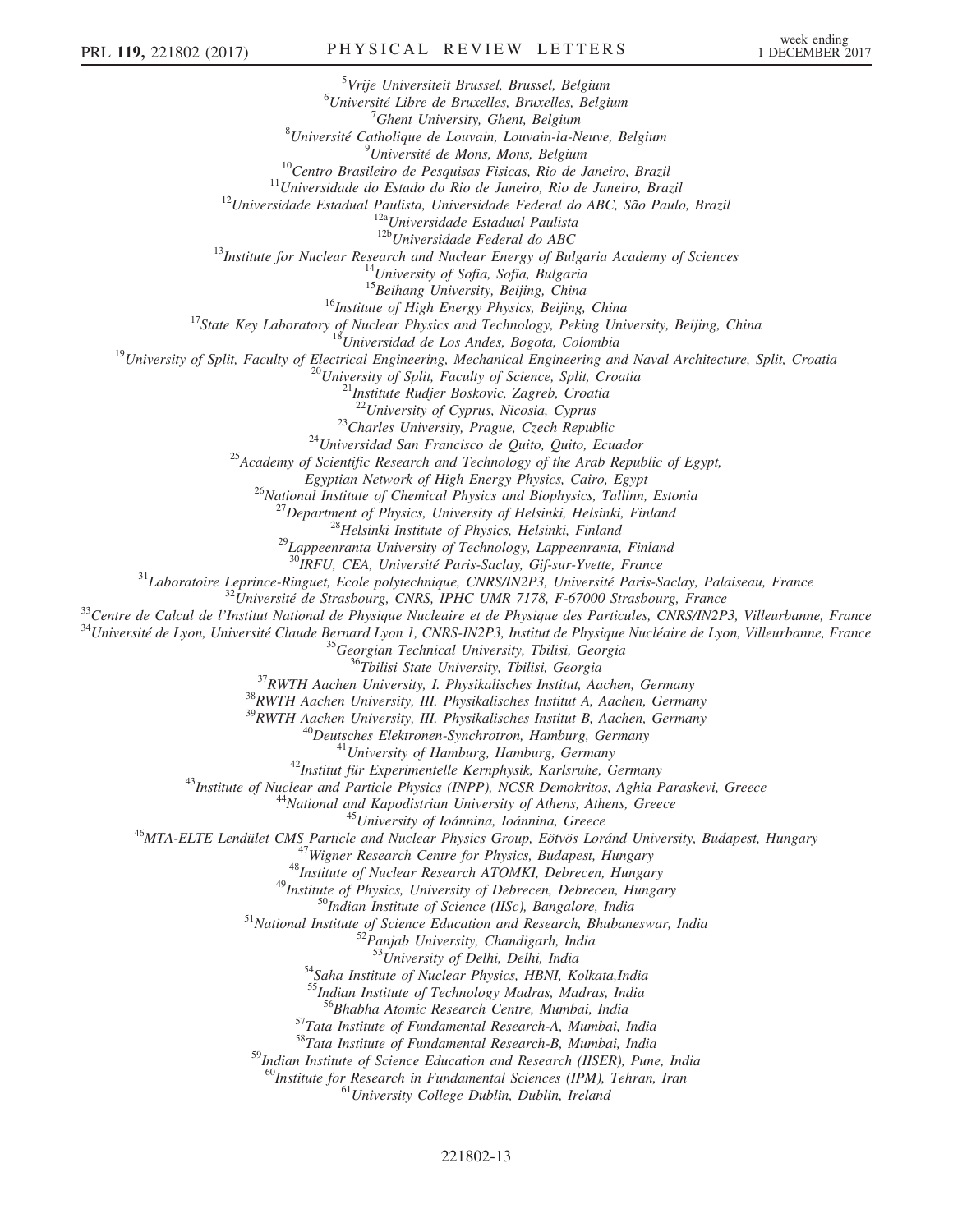[5]Vrije Universiteit Brussel, Brussel, Belgium
[6]Université Libre de Bruxelles, Bruxelles, Belgium
[7]Ghent University, Ghent, Belgium
[8]Université Catholique de Louvain, Louvain-la-Neuve, Belgium
[9]Université de Mons, Mons, Belgium
[10]Centro Brasileiro de Pesquisas Fisicas, Rio de Janeiro, Brazil
[11]Universidade do Estado do Rio de Janeiro, Rio de Janeiro, Brazil
[12]Universidade Estadual Paulista, Universidade Federal do ABC, São Paulo, Brazil
[12a]Universidade Estadual Paulista
[12b]Universidade Federal do ABC
[13]Institute for Nuclear Research and Nuclear Energy of Bulgaria Academy of Sciences
[14]University of Sofia, Sofia, Bulgaria
[15]Beihang University, Beijing, China
[16]Institute of High Energy Physics, Beijing, China
[17]State Key Laboratory of Nuclear Physics and Technology, Peking University, Beijing, China
[18]Universidad de Los Andes, Bogota, Colombia
[19]University of Split, Faculty of Electrical Engineering, Mechanical Engineering and Naval Architecture, Split, Croatia
[20]University of Split, Faculty of Science, Split, Croatia
[21]Institute Rudjer Boskovic, Zagreb, Croatia
[22]University of Cyprus, Nicosia, Cyprus
[23]Charles University, Prague, Czech Republic
[24]Universidad San Francisco de Quito, Quito, Ecuador
[25]Academy of Scientific Research and Technology of the Arab Republic of Egypt, Egyptian Network of High Energy Physics, Cairo, Egypt
[26]National Institute of Chemical Physics and Biophysics, Tallinn, Estonia
[27]Department of Physics, University of Helsinki, Helsinki, Finland
[28]Helsinki Institute of Physics, Helsinki, Finland
[29]Lappeenranta University of Technology, Lappeenranta, Finland
[30]IRFU, CEA, Université Paris-Saclay, Gif-sur-Yvette, France
[31]Laboratoire Leprince-Ringuet, Ecole polytechnique, CNRS/IN2P3, Université Paris-Saclay, Palaiseau, France
[32]Université de Strasbourg, CNRS, IPHC UMR 7178, F-67000 Strasbourg, France
[33]Centre de Calcul de l'Institut National de Physique Nucleaire et de Physique des Particules, CNRS/IN2P3, Villeurbanne, France
[34]Université de Lyon, Université Claude Bernard Lyon 1, CNRS-IN2P3, Institut de Physique Nucléaire de Lyon, Villeurbanne, France
[35]Georgian Technical University, Tbilisi, Georgia
[36]Tbilisi State University, Tbilisi, Georgia
[37]RWTH Aachen University, I. Physikalisches Institut, Aachen, Germany
[38]RWTH Aachen University, III. Physikalisches Institut A, Aachen, Germany
[39]RWTH Aachen University, III. Physikalisches Institut B, Aachen, Germany
[40]Deutsches Elektronen-Synchrotron, Hamburg, Germany
[41]University of Hamburg, Hamburg, Germany
[42]Institut für Experimentelle Kernphysik, Karlsruhe, Germany
[43]Institute of Nuclear and Particle Physics (INPP), NCSR Demokritos, Aghia Paraskevi, Greece
[44]National and Kapodistrian University of Athens, Athens, Greece
[45]University of Ioánnina, Ioánnina, Greece
[46]MTA-ELTE Lendület CMS Particle and Nuclear Physics Group, Eötvös Loránd University, Budapest, Hungary
[47]Wigner Research Centre for Physics, Budapest, Hungary
[48]Institute of Nuclear Research ATOMKI, Debrecen, Hungary
[49]Institute of Physics, University of Debrecen, Debrecen, Hungary
[50]Indian Institute of Science (IISc), Bangalore, India
[51]National Institute of Science Education and Research, Bhubaneswar, India
[52]Panjab University, Chandigarh, India
[53]University of Delhi, Delhi, India
[54]Saha Institute of Nuclear Physics, HBNI, Kolkata,India
[55]Indian Institute of Technology Madras, Madras, India
[56]Bhabha Atomic Research Centre, Mumbai, India
[57]Tata Institute of Fundamental Research-A, Mumbai, India
[58]Tata Institute of Fundamental Research-B, Mumbai, India
[59]Indian Institute of Science Education and Research (IISER), Pune, India
[60]Institute for Research in Fundamental Sciences (IPM), Tehran, Iran
[61]University College Dublin, Dublin, Ireland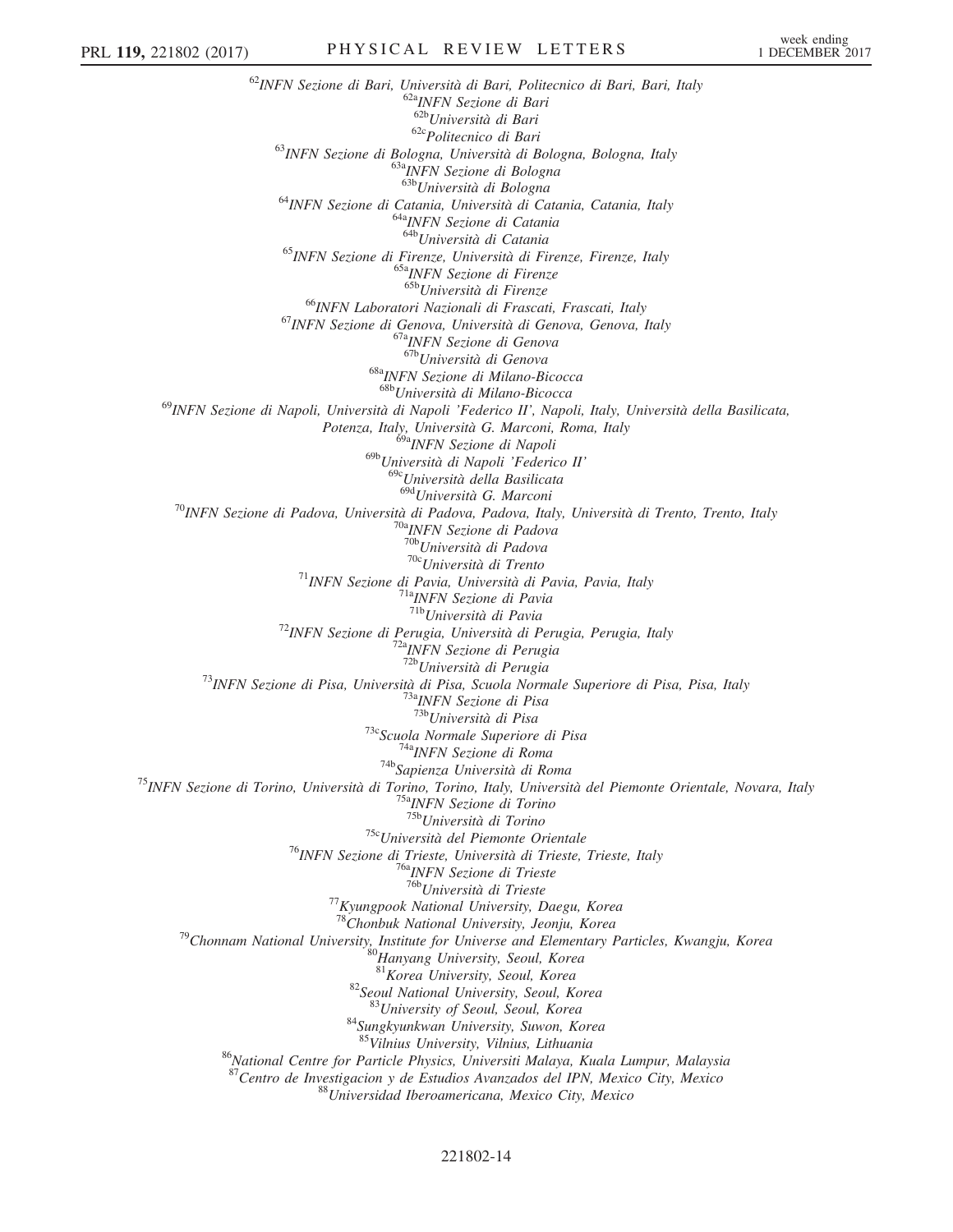[62]INFN Sezione di Bari, Università di Bari, Politecnico di Bari, Bari, Italy
[62a]INFN Sezione di Bari
[62b]Università di Bari
[62c]Politecnico di Bari
[63]INFN Sezione di Bologna, Università di Bologna, Bologna, Italy
[63a]INFN Sezione di Bologna
[63b]Università di Bologna
[64]INFN Sezione di Catania, Università di Catania, Catania, Italy
[64a]INFN Sezione di Catania
[64b]Università di Catania
[65]INFN Sezione di Firenze, Università di Firenze, Firenze, Italy
[65a]INFN Sezione di Firenze
[65b]Università di Firenze
[66]INFN Laboratori Nazionali di Frascati, Frascati, Italy
[67]INFN Sezione di Genova, Università di Genova, Genova, Italy
[67a]INFN Sezione di Genova
[67b]Università di Genova
[68a]INFN Sezione di Milano-Bicocca
[68b]Università di Milano-Bicocca
[69]INFN Sezione di Napoli, Università di Napoli 'Federico II', Napoli, Italy, Università della Basilicata, Potenza, Italy, Università G. Marconi, Roma, Italy
[69a]INFN Sezione di Napoli
[69b]Università di Napoli 'Federico II'
[69c]Università della Basilicata
[69d]Università G. Marconi
[70]INFN Sezione di Padova, Università di Padova, Padova, Italy, Università di Trento, Trento, Italy
[70a]INFN Sezione di Padova
[70b]Università di Padova
[70c]Università di Trento
[71]INFN Sezione di Pavia, Università di Pavia, Pavia, Italy
[71a]INFN Sezione di Pavia
[71b]Università di Pavia
[72]INFN Sezione di Perugia, Università di Perugia, Perugia, Italy
[72a]INFN Sezione di Perugia
[72b]Università di Perugia
[73]INFN Sezione di Pisa, Università di Pisa, Scuola Normale Superiore di Pisa, Pisa, Italy
[73a]INFN Sezione di Pisa
[73b]Università di Pisa
[73c]Scuola Normale Superiore di Pisa
[74a]INFN Sezione di Roma
[74b]Sapienza Università di Roma
[75]INFN Sezione di Torino, Università di Torino, Torino, Italy, Università del Piemonte Orientale, Novara, Italy
[75a]INFN Sezione di Torino
[75b]Università di Torino
[75c]Università del Piemonte Orientale
[76]INFN Sezione di Trieste, Università di Trieste, Trieste, Italy
[76a]INFN Sezione di Trieste
[76b]Università di Trieste
[77]Kyungpook National University, Daegu, Korea
[78]Chonbuk National University, Jeonju, Korea
[79]Chonnam National University, Institute for Universe and Elementary Particles, Kwangju, Korea
[80]Hanyang University, Seoul, Korea
[81]Korea University, Seoul, Korea
[82]Seoul National University, Seoul, Korea
[83]University of Seoul, Seoul, Korea
[84]Sungkyunkwan University, Suwon, Korea
[85]Vilnius University, Vilnius, Lithuania
[86]National Centre for Particle Physics, Universiti Malaya, Kuala Lumpur, Malaysia
[87]Centro de Investigacion y de Estudios Avanzados del IPN, Mexico City, Mexico
[88]Universidad Iberoamericana, Mexico City, Mexico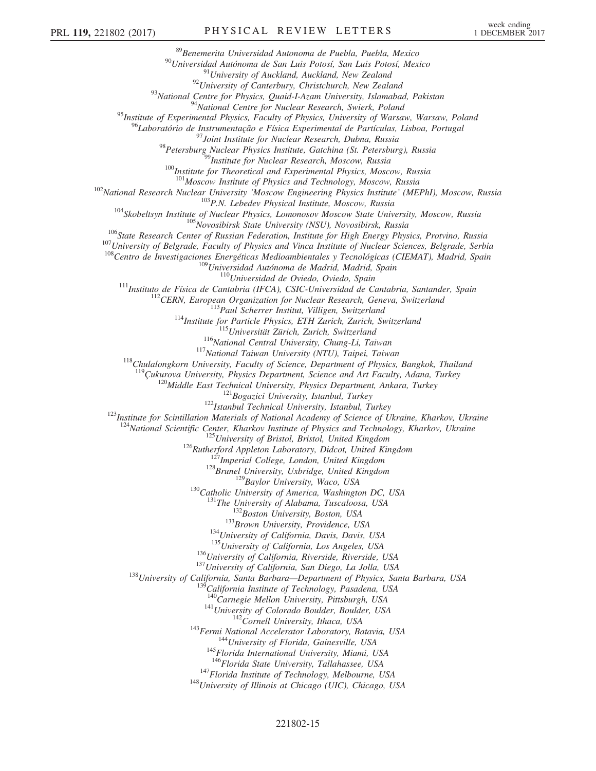[89]Benemerita Universidad Autonoma de Puebla, Puebla, Mexico
[90]Universidad Autónoma de San Luis Potosí, San Luis Potosí, Mexico
[91]University of Auckland, Auckland, New Zealand
[92]University of Canterbury, Christchurch, New Zealand
[93]National Centre for Physics, Quaid-I-Azam University, Islamabad, Pakistan
[94]National Centre for Nuclear Research, Swierk, Poland
[95]Institute of Experimental Physics, Faculty of Physics, University of Warsaw, Warsaw, Poland
[96]Laboratório de Instrumentação e Física Experimental de Partículas, Lisboa, Portugal
[97]Joint Institute for Nuclear Research, Dubna, Russia
[98]Petersburg Nuclear Physics Institute, Gatchina (St. Petersburg), Russia
[99]Institute for Nuclear Research, Moscow, Russia
[100]Institute for Theoretical and Experimental Physics, Moscow, Russia
[101]Moscow Institute of Physics and Technology, Moscow, Russia
[102]National Research Nuclear University 'Moscow Engineering Physics Institute' (MEPhI), Moscow, Russia
[103]P.N. Lebedev Physical Institute, Moscow, Russia
[104]Skobeltsyn Institute of Nuclear Physics, Lomonosov Moscow State University, Moscow, Russia
[105]Novosibirsk State University (NSU), Novosibirsk, Russia
[106]State Research Center of Russian Federation, Institute for High Energy Physics, Protvino, Russia
[107]University of Belgrade, Faculty of Physics and Vinca Institute of Nuclear Sciences, Belgrade, Serbia
[108]Centro de Investigaciones Energéticas Medioambientales y Tecnológicas (CIEMAT), Madrid, Spain
[109]Universidad Autónoma de Madrid, Madrid, Spain
[110]Universidad de Oviedo, Oviedo, Spain
[111]Instituto de Física de Cantabria (IFCA), CSIC-Universidad de Cantabria, Santander, Spain
[112]CERN, European Organization for Nuclear Research, Geneva, Switzerland
[113]Paul Scherrer Institut, Villigen, Switzerland
[114]Institute for Particle Physics, ETH Zurich, Zurich, Switzerland
[115]Universität Zürich, Zurich, Switzerland
[116]National Central University, Chung-Li, Taiwan
[117]National Taiwan University (NTU), Taipei, Taiwan
[118]Chulalongkorn University, Faculty of Science, Department of Physics, Bangkok, Thailand
[119]Çukurova University, Physics Department, Science and Art Faculty, Adana, Turkey
[120]Middle East Technical University, Physics Department, Ankara, Turkey
[121]Bogazici University, Istanbul, Turkey
[122]Istanbul Technical University, Istanbul, Turkey
[123]Institute for Scintillation Materials of National Academy of Science of Ukraine, Kharkov, Ukraine
[124]National Scientific Center, Kharkov Institute of Physics and Technology, Kharkov, Ukraine
[125]University of Bristol, Bristol, United Kingdom
[126]Rutherford Appleton Laboratory, Didcot, United Kingdom
[127]Imperial College, London, United Kingdom
[128]Brunel University, Uxbridge, United Kingdom
[129]Baylor University, Waco, USA
[130]Catholic University of America, Washington DC, USA
[131]The University of Alabama, Tuscaloosa, USA
[132]Boston University, Boston, USA
[133]Brown University, Providence, USA
[134]University of California, Davis, Davis, USA
[135]University of California, Los Angeles, USA
[136]University of California, Riverside, Riverside, USA
[137]University of California, San Diego, La Jolla, USA
[138]University of California, Santa Barbara—Department of Physics, Santa Barbara, USA
[139]California Institute of Technology, Pasadena, USA
[140]Carnegie Mellon University, Pittsburgh, USA
[141]University of Colorado Boulder, Boulder, USA
[142]Cornell University, Ithaca, USA
[143]Fermi National Accelerator Laboratory, Batavia, USA
[144]University of Florida, Gainesville, USA
[145]Florida International University, Miami, USA
[146]Florida State University, Tallahassee, USA
[147]Florida Institute of Technology, Melbourne, USA
[148]University of Illinois at Chicago (UIC), Chicago, USA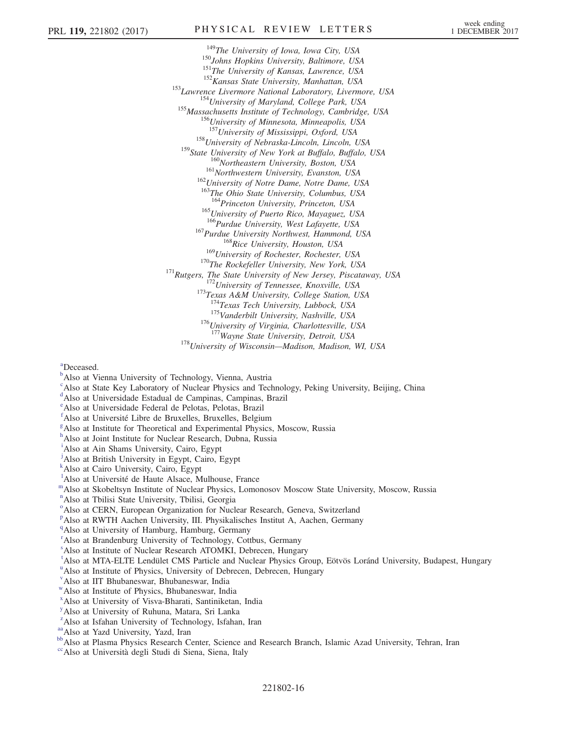[149]The University of Iowa, Iowa City, USA

[150]Johns Hopkins University, Baltimore, USA

[151]The University of Kansas, Lawrence, USA

[152]Kansas State University, Manhattan, USA

[153]Lawrence Livermore National Laboratory, Livermore, USA

[154]University of Maryland, College Park, USA

[155]Massachusetts Institute of Technology, Cambridge, USA

[156]University of Minnesota, Minneapolis, USA

[157]University of Mississippi, Oxford, USA

[158]University of Nebraska-Lincoln, Lincoln, USA

[159]State University of New York at Buffalo, Buffalo, USA

[160]Northeastern University, Boston, USA

[161]Northwestern University, Evanston, USA

[162]University of Notre Dame, Notre Dame, USA

[163]The Ohio State University, Columbus, USA

[164]Princeton University, Princeton, USA

[165]University of Puerto Rico, Mayaguez, USA

[166]Purdue University, West Lafayette, USA

[167]Purdue University Northwest, Hammond, USA

[168]Rice University, Houston, USA

[169]University of Rochester, Rochester, USA

[170]The Rockefeller University, New York, USA

[171]Rutgers, The State University of New Jersey, Piscataway, USA

[172]University of Tennessee, Knoxville, USA

[173]Texas A&M University, College Station, USA

[174]Texas Tech University, Lubbock, USA

[175]Vanderbilt University, Nashville, USA

[176]University of Virginia, Charlottesville, USA

[177]Wayne State University, Detroit, USA

[178]University of Wisconsin—Madison, Madison, WI, USA

[a]Deceased.

[b]Also at Vienna University of Technology, Vienna, Austria

[c]Also at State Key Laboratory of Nuclear Physics and Technology, Peking University, Beijing, China

[d]Also at Universidade Estadual de Campinas, Campinas, Brazil

[e]Also at Universidade Federal de Pelotas, Pelotas, Brazil

[f]Also at Université Libre de Bruxelles, Bruxelles, Belgium

[g]Also at Institute for Theoretical and Experimental Physics, Moscow, Russia

[h]Also at Joint Institute for Nuclear Research, Dubna, Russia

[i]Also at Ain Shams University, Cairo, Egypt

[j]Also at British University in Egypt, Cairo, Egypt

[k]Also at Cairo University, Cairo, Egypt

[l]Also at Université de Haute Alsace, Mulhouse, France

[m]Also at Skobeltsyn Institute of Nuclear Physics, Lomonosov Moscow State University, Moscow, Russia

[n]Also at Tbilisi State University, Tbilisi, Georgia

[o]Also at CERN, European Organization for Nuclear Research, Geneva, Switzerland

[p]Also at RWTH Aachen University, III. Physikalisches Institut A, Aachen, Germany

[q]Also at University of Hamburg, Hamburg, Germany

[r]Also at Brandenburg University of Technology, Cottbus, Germany

[s]Also at Institute of Nuclear Research ATOMKI, Debrecen, Hungary

[t]Also at MTA-ELTE Lendület CMS Particle and Nuclear Physics Group, Eötvös Loránd University, Budapest, Hungary

[u]Also at Institute of Physics, University of Debrecen, Debrecen, Hungary

[v]Also at IIT Bhubaneswar, Bhubaneswar, India

[w]Also at Institute of Physics, Bhubaneswar, India

[x]Also at University of Visva-Bharati, Santiniketan, India

[y]Also at University of Ruhuna, Matara, Sri Lanka

[z]Also at Isfahan University of Technology, Isfahan, Iran

[aa]Also at Yazd University, Yazd, Iran

[bb]Also at Plasma Physics Research Center, Science and Research Branch, Islamic Azad University, Tehran, Iran

[cc]Also at Università degli Studi di Siena, Siena, Italy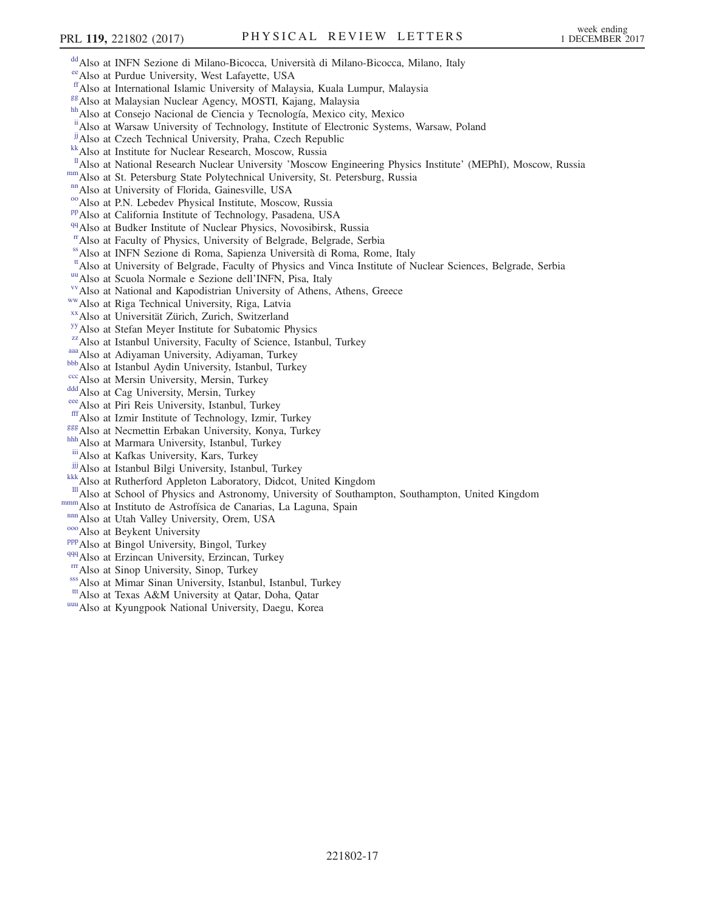[dd]Also at INFN Sezione di Milano-Bicocca, Università di Milano-Bicocca, Milano, Italy
[ee]Also at Purdue University, West Lafayette, USA
[ff]Also at International Islamic University of Malaysia, Kuala Lumpur, Malaysia
[gg]Also at Malaysian Nuclear Agency, MOSTI, Kajang, Malaysia
[hh]Also at Consejo Nacional de Ciencia y Tecnología, Mexico city, Mexico
[ii]Also at Warsaw University of Technology, Institute of Electronic Systems, Warsaw, Poland
[jj]Also at Czech Technical University, Praha, Czech Republic
[kk]Also at Institute for Nuclear Research, Moscow, Russia
[ll]Also at National Research Nuclear University 'Moscow Engineering Physics Institute' (MEPhI), Moscow, Russia
[mm]Also at St. Petersburg State Polytechnical University, St. Petersburg, Russia
[nn]Also at University of Florida, Gainesville, USA
[oo]Also at P.N. Lebedev Physical Institute, Moscow, Russia
[pp]Also at California Institute of Technology, Pasadena, USA
[qq]Also at Budker Institute of Nuclear Physics, Novosibirsk, Russia
[rr]Also at Faculty of Physics, University of Belgrade, Belgrade, Serbia
[ss]Also at INFN Sezione di Roma, Sapienza Università di Roma, Rome, Italy
[tt]Also at University of Belgrade, Faculty of Physics and Vinca Institute of Nuclear Sciences, Belgrade, Serbia
[uu]Also at Scuola Normale e Sezione dell'INFN, Pisa, Italy
[vv]Also at National and Kapodistrian University of Athens, Athens, Greece
[ww]Also at Riga Technical University, Riga, Latvia
[xx]Also at Universität Zürich, Zurich, Switzerland
[yy]Also at Stefan Meyer Institute for Subatomic Physics
[zz]Also at Istanbul University, Faculty of Science, Istanbul, Turkey
[aaa]Also at Adiyaman University, Adiyaman, Turkey
[bbb]Also at Istanbul Aydin University, Istanbul, Turkey
[ccc]Also at Mersin University, Mersin, Turkey
[ddd]Also at Cag University, Mersin, Turkey
[eee]Also at Piri Reis University, Istanbul, Turkey
[fff]Also at Izmir Institute of Technology, Izmir, Turkey
[ggg]Also at Necmettin Erbakan University, Konya, Turkey
[hhh]Also at Marmara University, Istanbul, Turkey
[iii]Also at Kafkas University, Kars, Turkey
[jjj]Also at Istanbul Bilgi University, Istanbul, Turkey
[kkk]Also at Rutherford Appleton Laboratory, Didcot, United Kingdom
[lll]Also at School of Physics and Astronomy, University of Southampton, Southampton, United Kingdom
[mmm]Also at Instituto de Astrofísica de Canarias, La Laguna, Spain
[nnn]Also at Utah Valley University, Orem, USA
[ooo]Also at Beykent University
[ppp]Also at Bingol University, Bingol, Turkey
[qqq]Also at Erzincan University, Erzincan, Turkey
[rrr]Also at Sinop University, Sinop, Turkey
[sss]Also at Mimar Sinan University, Istanbul, Istanbul, Turkey
[ttt]Also at Texas A&M University at Qatar, Doha, Qatar
[uuu]Also at Kyungpook National University, Daegu, Korea